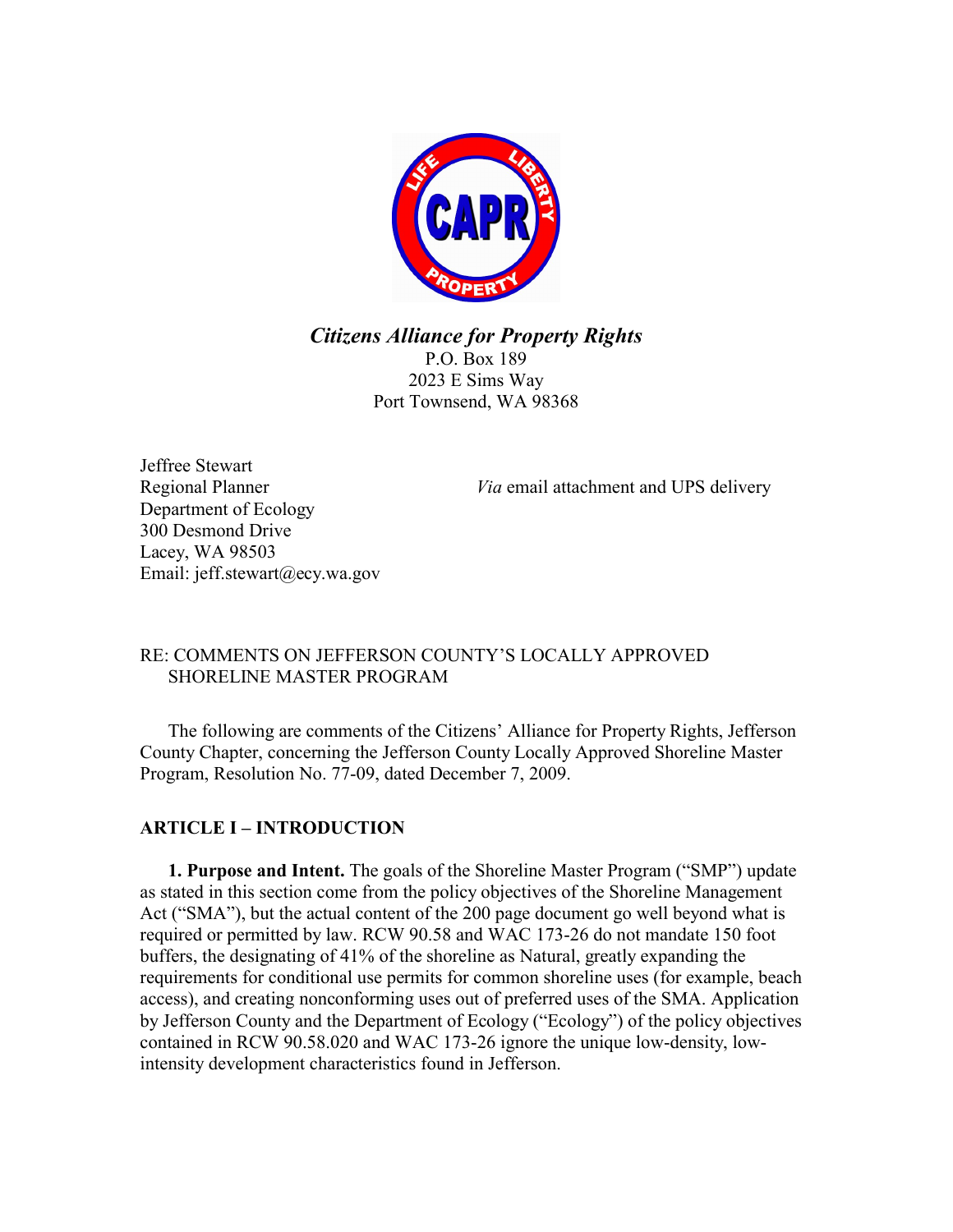*Citizens Alliance for Property Rights*

P.O. Box 189
2023 E Sims Way
Port Townsend, WA 98368

Jeffree Stewart
Regional Planner
Department of Ecology
300 Desmond Drive
Lacey, WA 98503
Email: jeff.stewart@ecy.wa.gov

*Via* email attachment and UPS delivery

RE: COMMENTS ON JEFFERSON COUNTY'S LOCALLY APPROVED SHORELINE MASTER PROGRAM

The following are comments of the Citizens' Alliance for Property Rights, Jefferson County Chapter, concerning the Jefferson County Locally Approved Shoreline Master Program, Resolution No. 77-09, dated December 7, 2009.

## ARTICLE I – INTRODUCTION

**1. Purpose and Intent.** The goals of the Shoreline Master Program ("SMP") update as stated in this section come from the policy objectives of the Shoreline Management Act ("SMA"), but the actual content of the 200 page document go well beyond what is required or permitted by law. RCW 90.58 and WAC 173-26 do not mandate 150 foot buffers, the designating of 41% of the shoreline as Natural, greatly expanding the requirements for conditional use permits for common shoreline uses (for example, beach access), and creating nonconforming uses out of preferred uses of the SMA. Application by Jefferson County and the Department of Ecology ("Ecology") of the policy objectives contained in RCW 90.58.020 and WAC 173-26 ignore the unique low-density, low-intensity development characteristics found in Jefferson.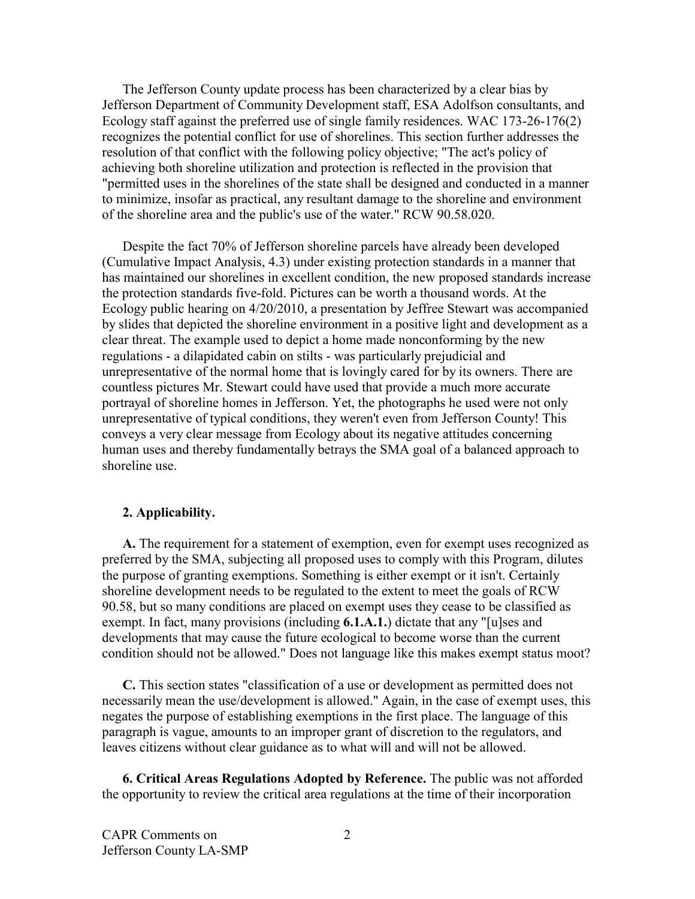The Jefferson County update process has been characterized by a clear bias by Jefferson Department of Community Development staff, ESA Adolfson consultants, and Ecology staff against the preferred use of single family residences. WAC 173-26-176(2) recognizes the potential conflict for use of shorelines. This section further addresses the resolution of that conflict with the following policy objective; "The act's policy of achieving both shoreline utilization and protection is reflected in the provision that "permitted uses in the shorelines of the state shall be designed and conducted in a manner to minimize, insofar as practical, any resultant damage to the shoreline and environment of the shoreline area and the public's use of the water." RCW 90.58.020.

Despite the fact 70% of Jefferson shoreline parcels have already been developed (Cumulative Impact Analysis, 4.3) under existing protection standards in a manner that has maintained our shorelines in excellent condition, the new proposed standards increase the protection standards five-fold. Pictures can be worth a thousand words. At the Ecology public hearing on 4/20/2010, a presentation by Jeffree Stewart was accompanied by slides that depicted the shoreline environment in a positive light and development as a clear threat. The example used to depict a home made nonconforming by the new regulations - a dilapidated cabin on stilts - was particularly prejudicial and unrepresentative of the normal home that is lovingly cared for by its owners. There are countless pictures Mr. Stewart could have used that provide a much more accurate portrayal of shoreline homes in Jefferson. Yet, the photographs he used were not only unrepresentative of typical conditions, they weren't even from Jefferson County! This conveys a very clear message from Ecology about its negative attitudes concerning human uses and thereby fundamentally betrays the SMA goal of a balanced approach to shoreline use.

**2. Applicability.**

**A.** The requirement for a statement of exemption, even for exempt uses recognized as preferred by the SMA, subjecting all proposed uses to comply with this Program, dilutes the purpose of granting exemptions. Something is either exempt or it isn't. Certainly shoreline development needs to be regulated to the extent to meet the goals of RCW 90.58, but so many conditions are placed on exempt uses they cease to be classified as exempt. In fact, many provisions (including **6.1.A.1.**) dictate that any "[u]ses and developments that may cause the future ecological to become worse than the current condition should not be allowed." Does not language like this makes exempt status moot?

**C.** This section states "classification of a use or development as permitted does not necessarily mean the use/development is allowed." Again, in the case of exempt uses, this negates the purpose of establishing exemptions in the first place. The language of this paragraph is vague, amounts to an improper grant of discretion to the regulators, and leaves citizens without clear guidance as to what will and will not be allowed.

**6. Critical Areas Regulations Adopted by Reference.** The public was not afforded the opportunity to review the critical area regulations at the time of their incorporation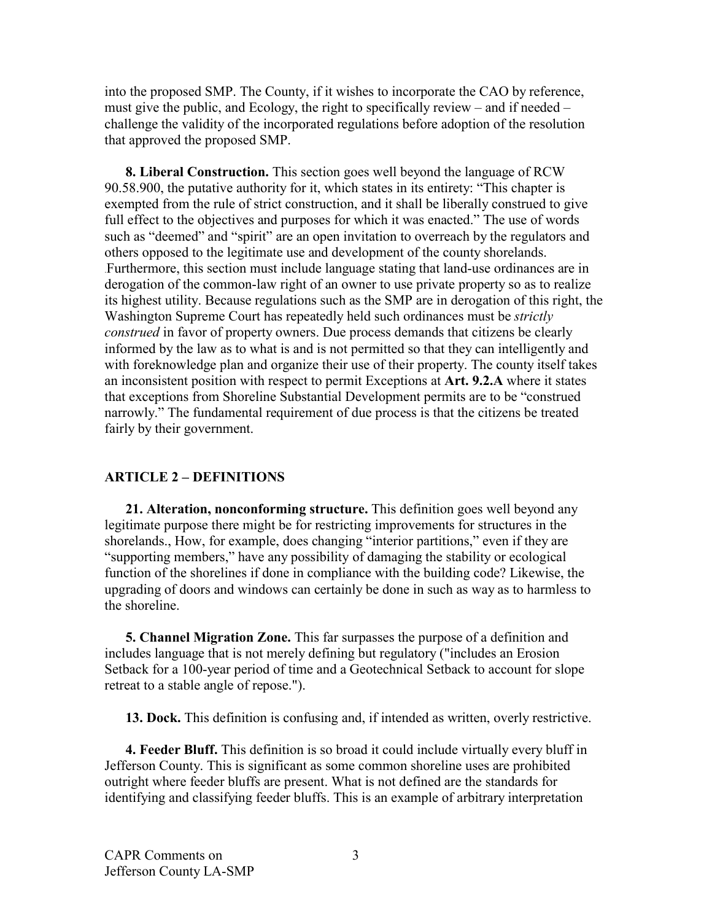into the proposed SMP. The County, if it wishes to incorporate the CAO by reference, must give the public, and Ecology, the right to specifically review – and if needed – challenge the validity of the incorporated regulations before adoption of the resolution that approved the proposed SMP.

**8. Liberal Construction.** This section goes well beyond the language of RCW 90.58.900, the putative authority for it, which states in its entirety: "This chapter is exempted from the rule of strict construction, and it shall be liberally construed to give full effect to the objectives and purposes for which it was enacted." The use of words such as "deemed" and "spirit" are an open invitation to overreach by the regulators and others opposed to the legitimate use and development of the county shorelands. Furthermore, this section must include language stating that land-use ordinances are in derogation of the common-law right of an owner to use private property so as to realize its highest utility. Because regulations such as the SMP are in derogation of this right, the Washington Supreme Court has repeatedly held such ordinances must be *strictly construed* in favor of property owners. Due process demands that citizens be clearly informed by the law as to what is and is not permitted so that they can intelligently and with foreknowledge plan and organize their use of their property. The county itself takes an inconsistent position with respect to permit Exceptions at **Art. 9.2.A** where it states that exceptions from Shoreline Substantial Development permits are to be "construed narrowly." The fundamental requirement of due process is that the citizens be treated fairly by their government.

## ARTICLE 2 – DEFINITIONS

**21. Alteration, nonconforming structure.** This definition goes well beyond any legitimate purpose there might be for restricting improvements for structures in the shorelands., How, for example, does changing "interior partitions," even if they are "supporting members," have any possibility of damaging the stability or ecological function of the shorelines if done in compliance with the building code? Likewise, the upgrading of doors and windows can certainly be done in such as way as to harmless to the shoreline.

**5. Channel Migration Zone.** This far surpasses the purpose of a definition and includes language that is not merely defining but regulatory ("includes an Erosion Setback for a 100-year period of time and a Geotechnical Setback to account for slope retreat to a stable angle of repose.").

**13. Dock.** This definition is confusing and, if intended as written, overly restrictive.

**4. Feeder Bluff.** This definition is so broad it could include virtually every bluff in Jefferson County. This is significant as some common shoreline uses are prohibited outright where feeder bluffs are present. What is not defined are the standards for identifying and classifying feeder bluffs. This is an example of arbitrary interpretation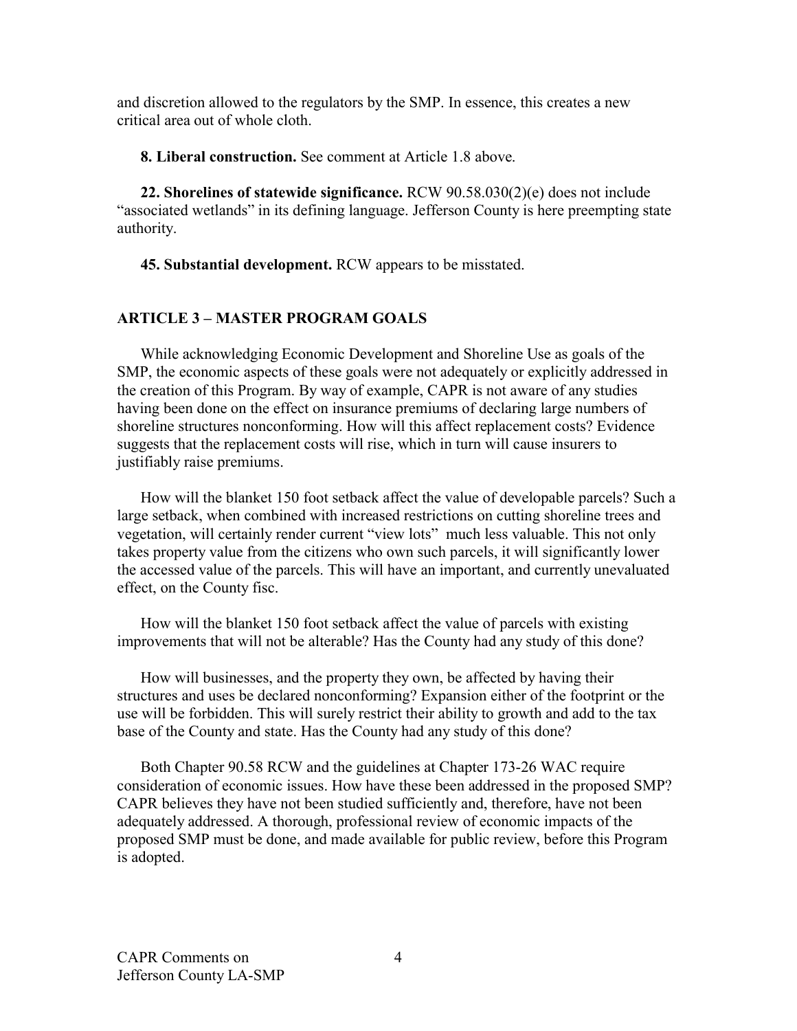and discretion allowed to the regulators by the SMP. In essence, this creates a new critical area out of whole cloth.

**8. Liberal construction.** See comment at Article 1.8 above.

**22. Shorelines of statewide significance.** RCW 90.58.030(2)(e) does not include "associated wetlands" in its defining language. Jefferson County is here preempting state authority.

**45. Substantial development.** RCW appears to be misstated.

## ARTICLE 3 – MASTER PROGRAM GOALS

While acknowledging Economic Development and Shoreline Use as goals of the SMP, the economic aspects of these goals were not adequately or explicitly addressed in the creation of this Program. By way of example, CAPR is not aware of any studies having been done on the effect on insurance premiums of declaring large numbers of shoreline structures nonconforming. How will this affect replacement costs? Evidence suggests that the replacement costs will rise, which in turn will cause insurers to justifiably raise premiums.

How will the blanket 150 foot setback affect the value of developable parcels? Such a large setback, when combined with increased restrictions on cutting shoreline trees and vegetation, will certainly render current "view lots" much less valuable. This not only takes property value from the citizens who own such parcels, it will significantly lower the accessed value of the parcels. This will have an important, and currently unevaluated effect, on the County fisc.

How will the blanket 150 foot setback affect the value of parcels with existing improvements that will not be alterable? Has the County had any study of this done?

How will businesses, and the property they own, be affected by having their structures and uses be declared nonconforming? Expansion either of the footprint or the use will be forbidden. This will surely restrict their ability to growth and add to the tax base of the County and state. Has the County had any study of this done?

Both Chapter 90.58 RCW and the guidelines at Chapter 173-26 WAC require consideration of economic issues. How have these been addressed in the proposed SMP? CAPR believes they have not been studied sufficiently and, therefore, have not been adequately addressed. A thorough, professional review of economic impacts of the proposed SMP must be done, and made available for public review, before this Program is adopted.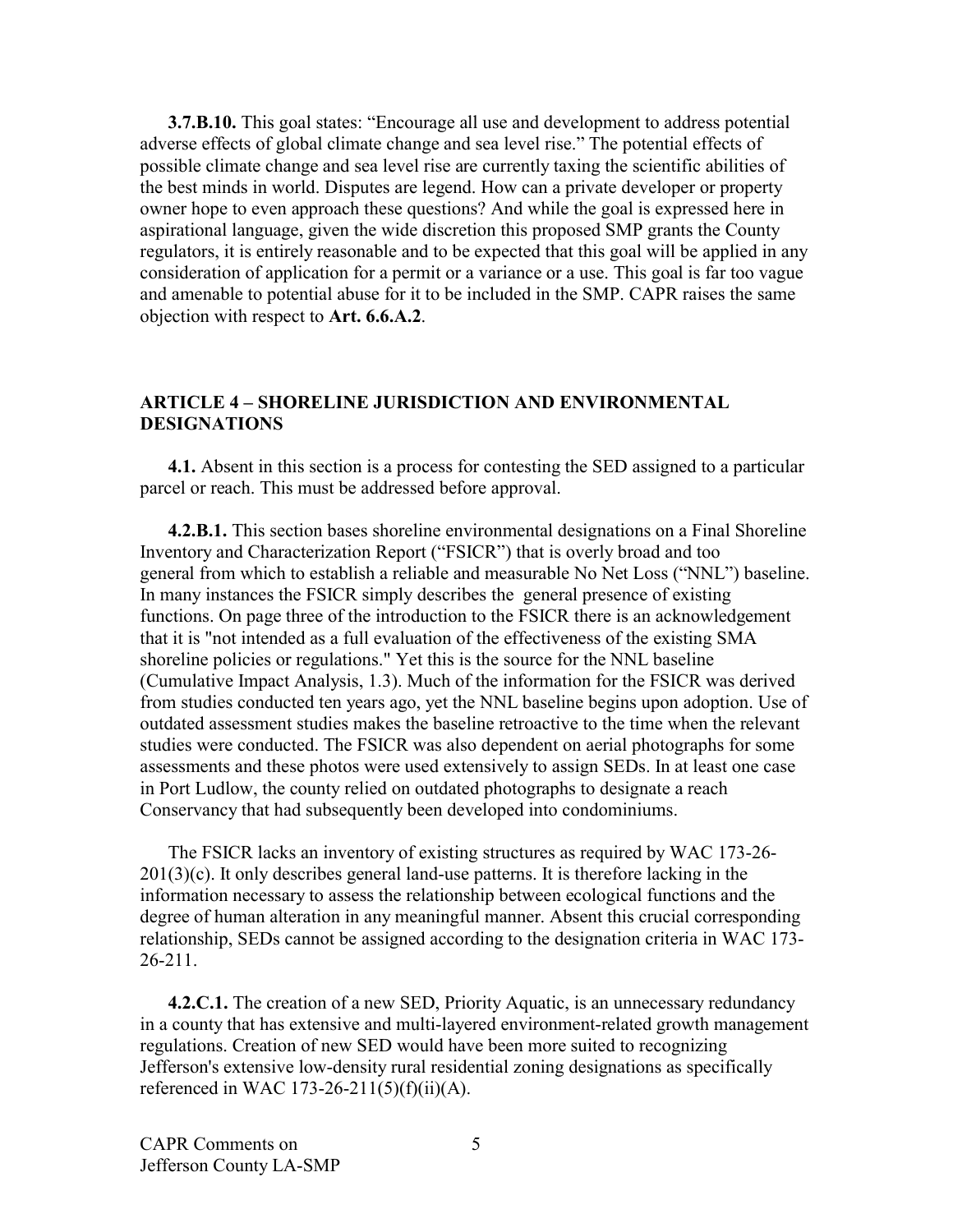**3.7.B.10.** This goal states: "Encourage all use and development to address potential adverse effects of global climate change and sea level rise." The potential effects of possible climate change and sea level rise are currently taxing the scientific abilities of the best minds in world. Disputes are legend. How can a private developer or property owner hope to even approach these questions? And while the goal is expressed here in aspirational language, given the wide discretion this proposed SMP grants the County regulators, it is entirely reasonable and to be expected that this goal will be applied in any consideration of application for a permit or a variance or a use. This goal is far too vague and amenable to potential abuse for it to be included in the SMP. CAPR raises the same objection with respect to **Art. 6.6.A.2**.

## ARTICLE 4 – SHORELINE JURISDICTION AND ENVIRONMENTAL DESIGNATIONS

**4.1.** Absent in this section is a process for contesting the SED assigned to a particular parcel or reach. This must be addressed before approval.

**4.2.B.1.** This section bases shoreline environmental designations on a Final Shoreline Inventory and Characterization Report ("FSICR") that is overly broad and too general from which to establish a reliable and measurable No Net Loss ("NNL") baseline. In many instances the FSICR simply describes the general presence of existing functions. On page three of the introduction to the FSICR there is an acknowledgement that it is "not intended as a full evaluation of the effectiveness of the existing SMA shoreline policies or regulations." Yet this is the source for the NNL baseline (Cumulative Impact Analysis, 1.3). Much of the information for the FSICR was derived from studies conducted ten years ago, yet the NNL baseline begins upon adoption. Use of outdated assessment studies makes the baseline retroactive to the time when the relevant studies were conducted. The FSICR was also dependent on aerial photographs for some assessments and these photos were used extensively to assign SEDs. In at least one case in Port Ludlow, the county relied on outdated photographs to designate a reach Conservancy that had subsequently been developed into condominiums.

The FSICR lacks an inventory of existing structures as required by WAC 173-26-201(3)(c). It only describes general land-use patterns. It is therefore lacking in the information necessary to assess the relationship between ecological functions and the degree of human alteration in any meaningful manner. Absent this crucial corresponding relationship, SEDs cannot be assigned according to the designation criteria in WAC 173-26-211.

**4.2.C.1.** The creation of a new SED, Priority Aquatic, is an unnecessary redundancy in a county that has extensive and multi-layered environment-related growth management regulations. Creation of new SED would have been more suited to recognizing Jefferson's extensive low-density rural residential zoning designations as specifically referenced in WAC 173-26-211(5)(f)(ii)(A).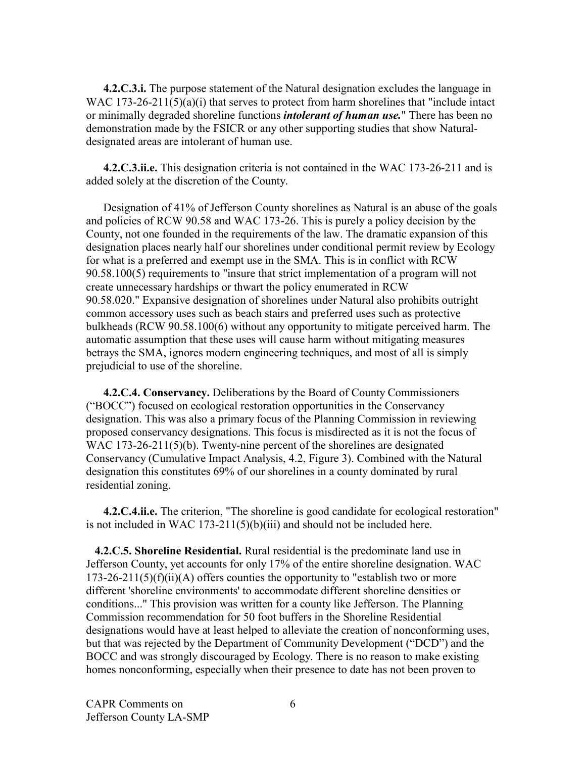**4.2.C.3.i.** The purpose statement of the Natural designation excludes the language in WAC 173-26-211(5)(a)(i) that serves to protect from harm shorelines that "include intact or minimally degraded shoreline functions ***intolerant of human use.***" There has been no demonstration made by the FSICR or any other supporting studies that show Natural-designated areas are intolerant of human use.

**4.2.C.3.ii.e.** This designation criteria is not contained in the WAC 173-26-211 and is added solely at the discretion of the County.

Designation of 41% of Jefferson County shorelines as Natural is an abuse of the goals and policies of RCW 90.58 and WAC 173-26. This is purely a policy decision by the County, not one founded in the requirements of the law. The dramatic expansion of this designation places nearly half our shorelines under conditional permit review by Ecology for what is a preferred and exempt use in the SMA. This is in conflict with RCW 90.58.100(5) requirements to "insure that strict implementation of a program will not create unnecessary hardships or thwart the policy enumerated in RCW 90.58.020." Expansive designation of shorelines under Natural also prohibits outright common accessory uses such as beach stairs and preferred uses such as protective bulkheads (RCW 90.58.100(6) without any opportunity to mitigate perceived harm. The automatic assumption that these uses will cause harm without mitigating measures betrays the SMA, ignores modern engineering techniques, and most of all is simply prejudicial to use of the shoreline.

**4.2.C.4. Conservancy.** Deliberations by the Board of County Commissioners ("BOCC") focused on ecological restoration opportunities in the Conservancy designation. This was also a primary focus of the Planning Commission in reviewing proposed conservancy designations. This focus is misdirected as it is not the focus of WAC 173-26-211(5)(b). Twenty-nine percent of the shorelines are designated Conservancy (Cumulative Impact Analysis, 4.2, Figure 3). Combined with the Natural designation this constitutes 69% of our shorelines in a county dominated by rural residential zoning.

**4.2.C.4.ii.e.** The criterion, "The shoreline is good candidate for ecological restoration" is not included in WAC 173-211(5)(b)(iii) and should not be included here.

**4.2.C.5. Shoreline Residential.** Rural residential is the predominate land use in Jefferson County, yet accounts for only 17% of the entire shoreline designation. WAC 173-26-211(5)(f)(ii)(A) offers counties the opportunity to "establish two or more different 'shoreline environments' to accommodate different shoreline densities or conditions..." This provision was written for a county like Jefferson. The Planning Commission recommendation for 50 foot buffers in the Shoreline Residential designations would have at least helped to alleviate the creation of nonconforming uses, but that was rejected by the Department of Community Development ("DCD") and the BOCC and was strongly discouraged by Ecology. There is no reason to make existing homes nonconforming, especially when their presence to date has not been proven to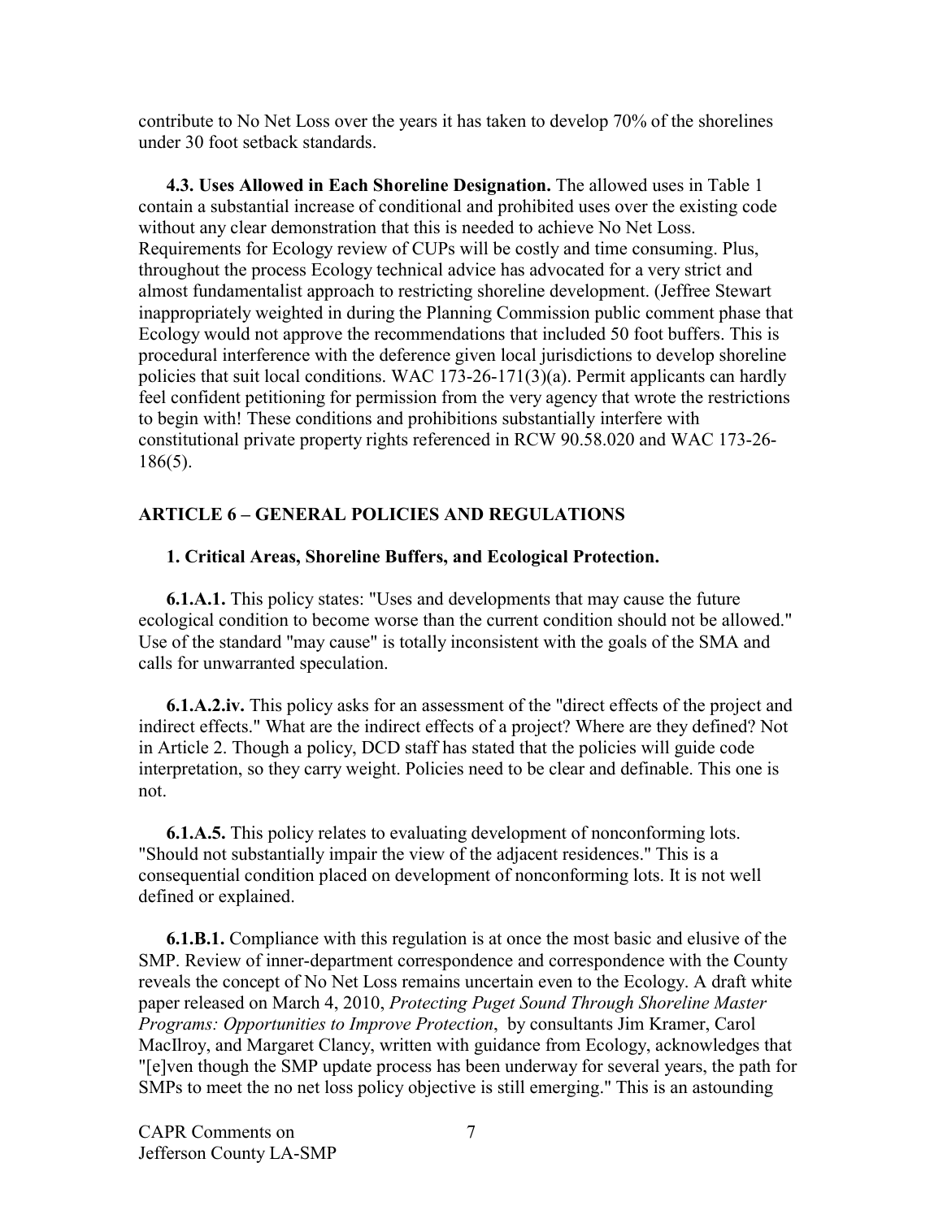contribute to No Net Loss over the years it has taken to develop 70% of the shorelines under 30 foot setback standards.

**4.3. Uses Allowed in Each Shoreline Designation.** The allowed uses in Table 1 contain a substantial increase of conditional and prohibited uses over the existing code without any clear demonstration that this is needed to achieve No Net Loss. Requirements for Ecology review of CUPs will be costly and time consuming. Plus, throughout the process Ecology technical advice has advocated for a very strict and almost fundamentalist approach to restricting shoreline development. (Jeffree Stewart inappropriately weighted in during the Planning Commission public comment phase that Ecology would not approve the recommendations that included 50 foot buffers. This is procedural interference with the deference given local jurisdictions to develop shoreline policies that suit local conditions. WAC 173-26-171(3)(a). Permit applicants can hardly feel confident petitioning for permission from the very agency that wrote the restrictions to begin with! These conditions and prohibitions substantially interfere with constitutional private property rights referenced in RCW 90.58.020 and WAC 173-26-186(5).

## ARTICLE 6 – GENERAL POLICIES AND REGULATIONS

### 1. Critical Areas, Shoreline Buffers, and Ecological Protection.

**6.1.A.1.** This policy states: "Uses and developments that may cause the future ecological condition to become worse than the current condition should not be allowed." Use of the standard "may cause" is totally inconsistent with the goals of the SMA and calls for unwarranted speculation.

**6.1.A.2.iv.** This policy asks for an assessment of the "direct effects of the project and indirect effects." What are the indirect effects of a project? Where are they defined? Not in Article 2. Though a policy, DCD staff has stated that the policies will guide code interpretation, so they carry weight. Policies need to be clear and definable. This one is not.

**6.1.A.5.** This policy relates to evaluating development of nonconforming lots. "Should not substantially impair the view of the adjacent residences." This is a consequential condition placed on development of nonconforming lots. It is not well defined or explained.

**6.1.B.1.** Compliance with this regulation is at once the most basic and elusive of the SMP. Review of inner-department correspondence and correspondence with the County reveals the concept of No Net Loss remains uncertain even to the Ecology. A draft white paper released on March 4, 2010, *Protecting Puget Sound Through Shoreline Master Programs: Opportunities to Improve Protection*, by consultants Jim Kramer, Carol MacIlroy, and Margaret Clancy, written with guidance from Ecology, acknowledges that "[e]ven though the SMP update process has been underway for several years, the path for SMPs to meet the no net loss policy objective is still emerging." This is an astounding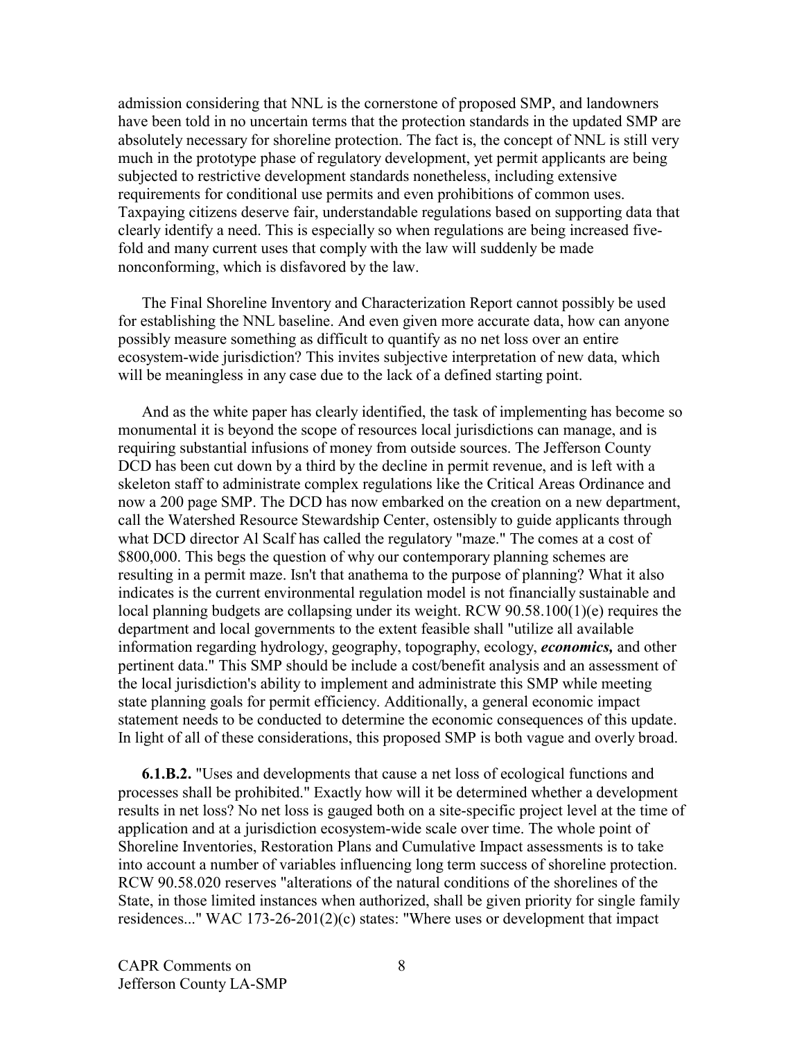admission considering that NNL is the cornerstone of proposed SMP, and landowners have been told in no uncertain terms that the protection standards in the updated SMP are absolutely necessary for shoreline protection. The fact is, the concept of NNL is still very much in the prototype phase of regulatory development, yet permit applicants are being subjected to restrictive development standards nonetheless, including extensive requirements for conditional use permits and even prohibitions of common uses. Taxpaying citizens deserve fair, understandable regulations based on supporting data that clearly identify a need. This is especially so when regulations are being increased five-fold and many current uses that comply with the law will suddenly be made nonconforming, which is disfavored by the law.

The Final Shoreline Inventory and Characterization Report cannot possibly be used for establishing the NNL baseline. And even given more accurate data, how can anyone possibly measure something as difficult to quantify as no net loss over an entire ecosystem-wide jurisdiction? This invites subjective interpretation of new data, which will be meaningless in any case due to the lack of a defined starting point.

And as the white paper has clearly identified, the task of implementing has become so monumental it is beyond the scope of resources local jurisdictions can manage, and is requiring substantial infusions of money from outside sources. The Jefferson County DCD has been cut down by a third by the decline in permit revenue, and is left with a skeleton staff to administrate complex regulations like the Critical Areas Ordinance and now a 200 page SMP. The DCD has now embarked on the creation on a new department, call the Watershed Resource Stewardship Center, ostensibly to guide applicants through what DCD director Al Scalf has called the regulatory "maze." The comes at a cost of $800,000. This begs the question of why our contemporary planning schemes are resulting in a permit maze. Isn't that anathema to the purpose of planning? What it also indicates is the current environmental regulation model is not financially sustainable and local planning budgets are collapsing under its weight. RCW 90.58.100(1)(e) requires the department and local governments to the extent feasible shall "utilize all available information regarding hydrology, geography, topography, ecology, ***economics,*** and other pertinent data." This SMP should be include a cost/benefit analysis and an assessment of the local jurisdiction's ability to implement and administrate this SMP while meeting state planning goals for permit efficiency. Additionally, a general economic impact statement needs to be conducted to determine the economic consequences of this update. In light of all of these considerations, this proposed SMP is both vague and overly broad.

**6.1.B.2.** "Uses and developments that cause a net loss of ecological functions and processes shall be prohibited." Exactly how will it be determined whether a development results in net loss? No net loss is gauged both on a site-specific project level at the time of application and at a jurisdiction ecosystem-wide scale over time. The whole point of Shoreline Inventories, Restoration Plans and Cumulative Impact assessments is to take into account a number of variables influencing long term success of shoreline protection. RCW 90.58.020 reserves "alterations of the natural conditions of the shorelines of the State, in those limited instances when authorized, shall be given priority for single family residences..." WAC 173-26-201(2)(c) states: "Where uses or development that impact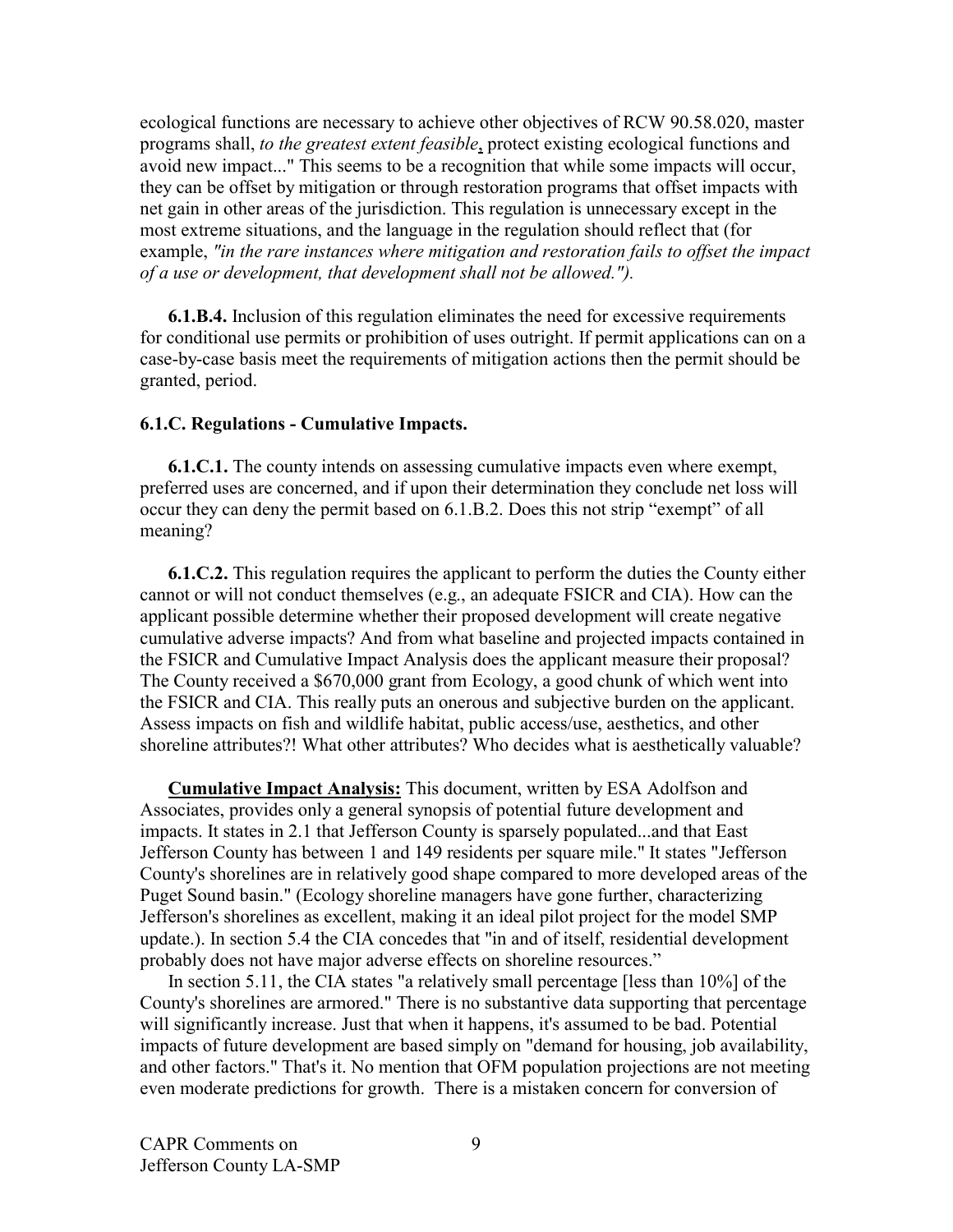ecological functions are necessary to achieve other objectives of RCW 90.58.020, master programs shall, *to the greatest extent feasible*, protect existing ecological functions and avoid new impact..." This seems to be a recognition that while some impacts will occur, they can be offset by mitigation or through restoration programs that offset impacts with net gain in other areas of the jurisdiction. This regulation is unnecessary except in the most extreme situations, and the language in the regulation should reflect that (for example, *"in the rare instances where mitigation and restoration fails to offset the impact of a use or development, that development shall not be allowed.").*

**6.1.B.4.** Inclusion of this regulation eliminates the need for excessive requirements for conditional use permits or prohibition of uses outright. If permit applications can on a case-by-case basis meet the requirements of mitigation actions then the permit should be granted, period.

**6.1.C. Regulations - Cumulative Impacts.**

**6.1.C.1.** The county intends on assessing cumulative impacts even where exempt, preferred uses are concerned, and if upon their determination they conclude net loss will occur they can deny the permit based on 6.1.B.2. Does this not strip "exempt" of all meaning?

**6.1.C.2.** This regulation requires the applicant to perform the duties the County either cannot or will not conduct themselves (e.g., an adequate FSICR and CIA). How can the applicant possible determine whether their proposed development will create negative cumulative adverse impacts? And from what baseline and projected impacts contained in the FSICR and Cumulative Impact Analysis does the applicant measure their proposal? The County received a $670,000 grant from Ecology, a good chunk of which went into the FSICR and CIA. This really puts an onerous and subjective burden on the applicant. Assess impacts on fish and wildlife habitat, public access/use, aesthetics, and other shoreline attributes?! What other attributes? Who decides what is aesthetically valuable?

**Cumulative Impact Analysis:** This document, written by ESA Adolfson and Associates, provides only a general synopsis of potential future development and impacts. It states in 2.1 that Jefferson County is sparsely populated...and that East Jefferson County has between 1 and 149 residents per square mile." It states "Jefferson County's shorelines are in relatively good shape compared to more developed areas of the Puget Sound basin." (Ecology shoreline managers have gone further, characterizing Jefferson's shorelines as excellent, making it an ideal pilot project for the model SMP update.). In section 5.4 the CIA concedes that "in and of itself, residential development probably does not have major adverse effects on shoreline resources."

In section 5.11, the CIA states "a relatively small percentage [less than 10%] of the County's shorelines are armored." There is no substantive data supporting that percentage will significantly increase. Just that when it happens, it's assumed to be bad. Potential impacts of future development are based simply on "demand for housing, job availability, and other factors." That's it. No mention that OFM population projections are not meeting even moderate predictions for growth. There is a mistaken concern for conversion of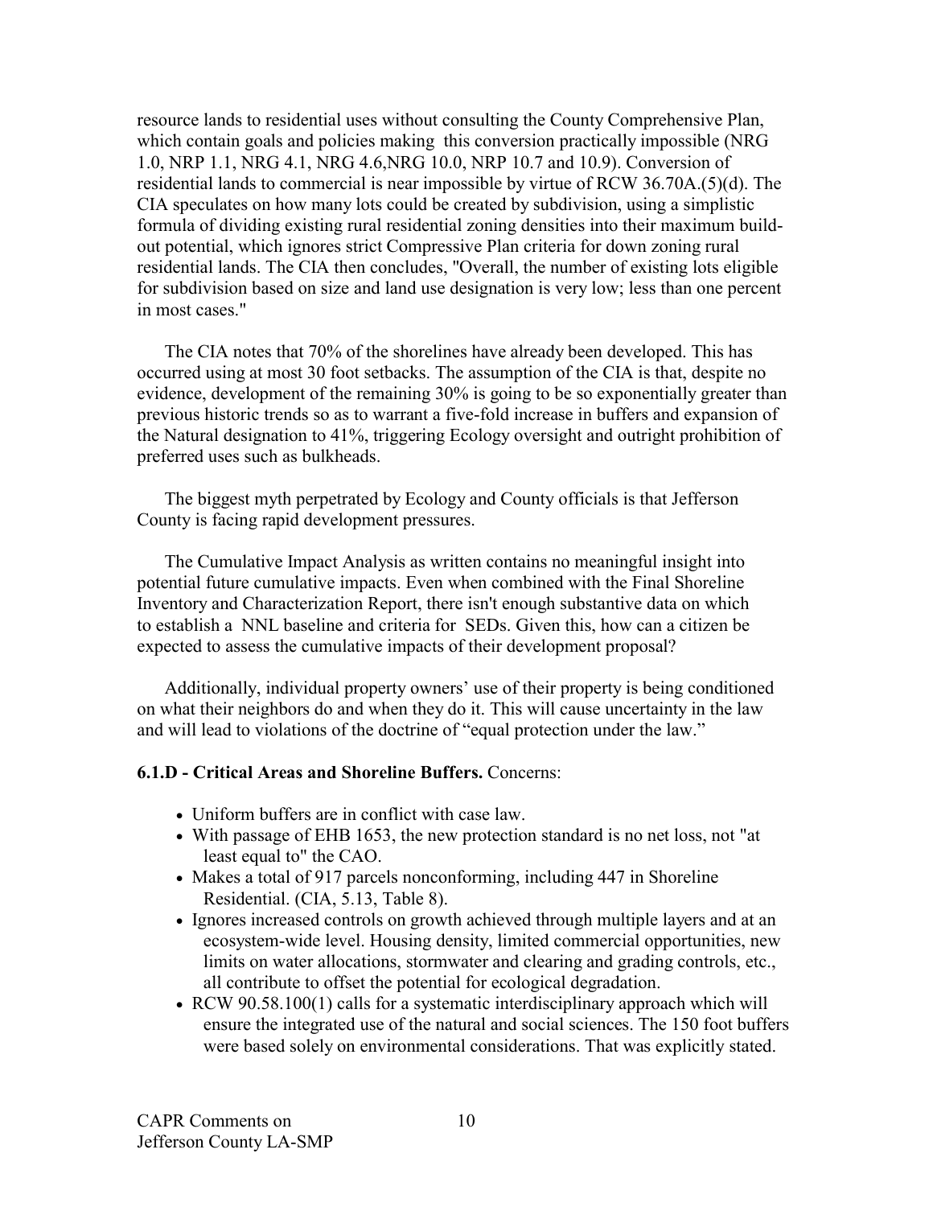resource lands to residential uses without consulting the County Comprehensive Plan, which contain goals and policies making this conversion practically impossible (NRG 1.0, NRP 1.1, NRG 4.1, NRG 4.6,NRG 10.0, NRP 10.7 and 10.9). Conversion of residential lands to commercial is near impossible by virtue of RCW 36.70A.(5)(d). The CIA speculates on how many lots could be created by subdivision, using a simplistic formula of dividing existing rural residential zoning densities into their maximum build-out potential, which ignores strict Compressive Plan criteria for down zoning rural residential lands. The CIA then concludes, "Overall, the number of existing lots eligible for subdivision based on size and land use designation is very low; less than one percent in most cases."

The CIA notes that 70% of the shorelines have already been developed. This has occurred using at most 30 foot setbacks. The assumption of the CIA is that, despite no evidence, development of the remaining 30% is going to be so exponentially greater than previous historic trends so as to warrant a five-fold increase in buffers and expansion of the Natural designation to 41%, triggering Ecology oversight and outright prohibition of preferred uses such as bulkheads.

The biggest myth perpetrated by Ecology and County officials is that Jefferson County is facing rapid development pressures.

The Cumulative Impact Analysis as written contains no meaningful insight into potential future cumulative impacts. Even when combined with the Final Shoreline Inventory and Characterization Report, there isn't enough substantive data on which to establish a NNL baseline and criteria for SEDs. Given this, how can a citizen be expected to assess the cumulative impacts of their development proposal?

Additionally, individual property owners' use of their property is being conditioned on what their neighbors do and when they do it. This will cause uncertainty in the law and will lead to violations of the doctrine of "equal protection under the law."

**6.1.D - Critical Areas and Shoreline Buffers.** Concerns:

- Uniform buffers are in conflict with case law.
- With passage of EHB 1653, the new protection standard is no net loss, not "at least equal to" the CAO.
- Makes a total of 917 parcels nonconforming, including 447 in Shoreline Residential. (CIA, 5.13, Table 8).
- Ignores increased controls on growth achieved through multiple layers and at an ecosystem-wide level. Housing density, limited commercial opportunities, new limits on water allocations, stormwater and clearing and grading controls, etc., all contribute to offset the potential for ecological degradation.
- RCW 90.58.100(1) calls for a systematic interdisciplinary approach which will ensure the integrated use of the natural and social sciences. The 150 foot buffers were based solely on environmental considerations. That was explicitly stated.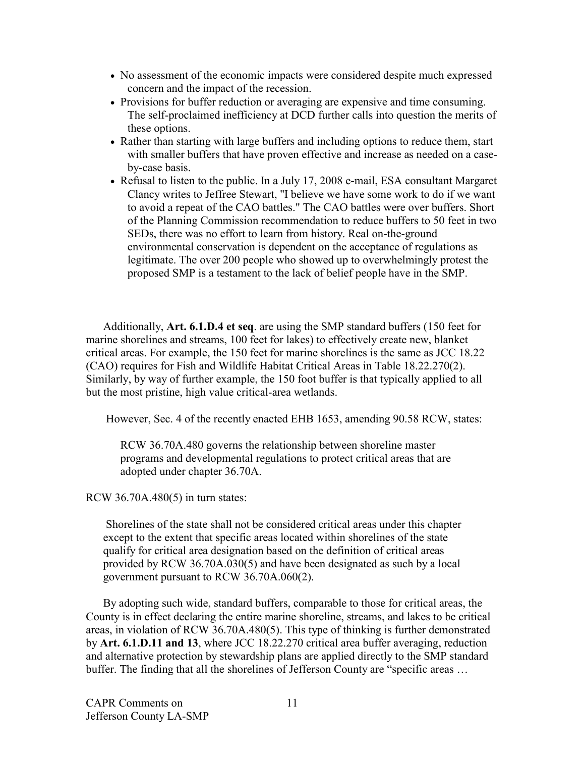- No assessment of the economic impacts were considered despite much expressed concern and the impact of the recession.
- Provisions for buffer reduction or averaging are expensive and time consuming. The self-proclaimed inefficiency at DCD further calls into question the merits of these options.
- Rather than starting with large buffers and including options to reduce them, start with smaller buffers that have proven effective and increase as needed on a case-by-case basis.
- Refusal to listen to the public. In a July 17, 2008 e-mail, ESA consultant Margaret Clancy writes to Jeffree Stewart, "I believe we have some work to do if we want to avoid a repeat of the CAO battles." The CAO battles were over buffers. Short of the Planning Commission recommendation to reduce buffers to 50 feet in two SEDs, there was no effort to learn from history. Real on-the-ground environmental conservation is dependent on the acceptance of regulations as legitimate. The over 200 people who showed up to overwhelmingly protest the proposed SMP is a testament to the lack of belief people have in the SMP.

Additionally, **Art. 6.1.D.4 et seq**. are using the SMP standard buffers (150 feet for marine shorelines and streams, 100 feet for lakes) to effectively create new, blanket critical areas. For example, the 150 feet for marine shorelines is the same as JCC 18.22 (CAO) requires for Fish and Wildlife Habitat Critical Areas in Table 18.22.270(2). Similarly, by way of further example, the 150 foot buffer is that typically applied to all but the most pristine, high value critical-area wetlands.

However, Sec. 4 of the recently enacted EHB 1653, amending 90.58 RCW, states:

> RCW 36.70A.480 governs the relationship between shoreline master programs and developmental regulations to protect critical areas that are adopted under chapter 36.70A.

RCW 36.70A.480(5) in turn states:

> Shorelines of the state shall not be considered critical areas under this chapter except to the extent that specific areas located within shorelines of the state qualify for critical area designation based on the definition of critical areas provided by RCW 36.70A.030(5) and have been designated as such by a local government pursuant to RCW 36.70A.060(2).

By adopting such wide, standard buffers, comparable to those for critical areas, the County is in effect declaring the entire marine shoreline, streams, and lakes to be critical areas, in violation of RCW 36.70A.480(5). This type of thinking is further demonstrated by **Art. 6.1.D.11 and 13**, where JCC 18.22.270 critical area buffer averaging, reduction and alternative protection by stewardship plans are applied directly to the SMP standard buffer. The finding that all the shorelines of Jefferson County are "specific areas …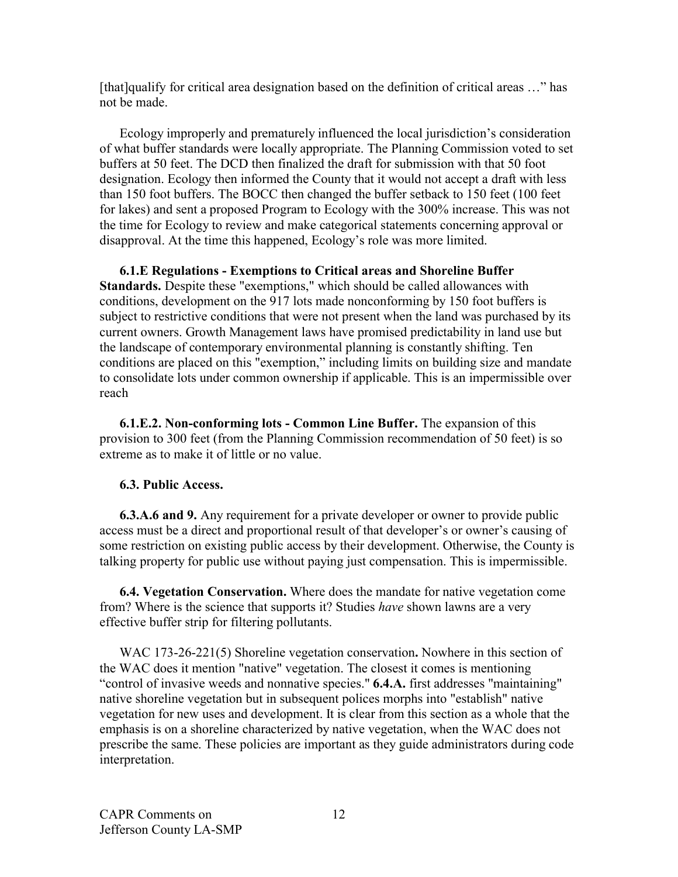[that]qualify for critical area designation based on the definition of critical areas …" has not be made.

Ecology improperly and prematurely influenced the local jurisdiction's consideration of what buffer standards were locally appropriate. The Planning Commission voted to set buffers at 50 feet. The DCD then finalized the draft for submission with that 50 foot designation. Ecology then informed the County that it would not accept a draft with less than 150 foot buffers. The BOCC then changed the buffer setback to 150 feet (100 feet for lakes) and sent a proposed Program to Ecology with the 300% increase. This was not the time for Ecology to review and make categorical statements concerning approval or disapproval. At the time this happened, Ecology's role was more limited.

**6.1.E Regulations - Exemptions to Critical areas and Shoreline Buffer Standards.** Despite these "exemptions," which should be called allowances with conditions, development on the 917 lots made nonconforming by 150 foot buffers is subject to restrictive conditions that were not present when the land was purchased by its current owners. Growth Management laws have promised predictability in land use but the landscape of contemporary environmental planning is constantly shifting. Ten conditions are placed on this "exemption," including limits on building size and mandate to consolidate lots under common ownership if applicable. This is an impermissible over reach

**6.1.E.2. Non-conforming lots - Common Line Buffer.** The expansion of this provision to 300 feet (from the Planning Commission recommendation of 50 feet) is so extreme as to make it of little or no value.

**6.3. Public Access.**

**6.3.A.6 and 9.** Any requirement for a private developer or owner to provide public access must be a direct and proportional result of that developer's or owner's causing of some restriction on existing public access by their development. Otherwise, the County is talking property for public use without paying just compensation. This is impermissible.

**6.4. Vegetation Conservation.** Where does the mandate for native vegetation come from? Where is the science that supports it? Studies *have* shown lawns are a very effective buffer strip for filtering pollutants.

WAC 173-26-221(5) Shoreline vegetation conservation**.** Nowhere in this section of the WAC does it mention "native" vegetation. The closest it comes is mentioning "control of invasive weeds and nonnative species." **6.4.A.** first addresses "maintaining" native shoreline vegetation but in subsequent polices morphs into "establish" native vegetation for new uses and development. It is clear from this section as a whole that the emphasis is on a shoreline characterized by native vegetation, when the WAC does not prescribe the same. These policies are important as they guide administrators during code interpretation.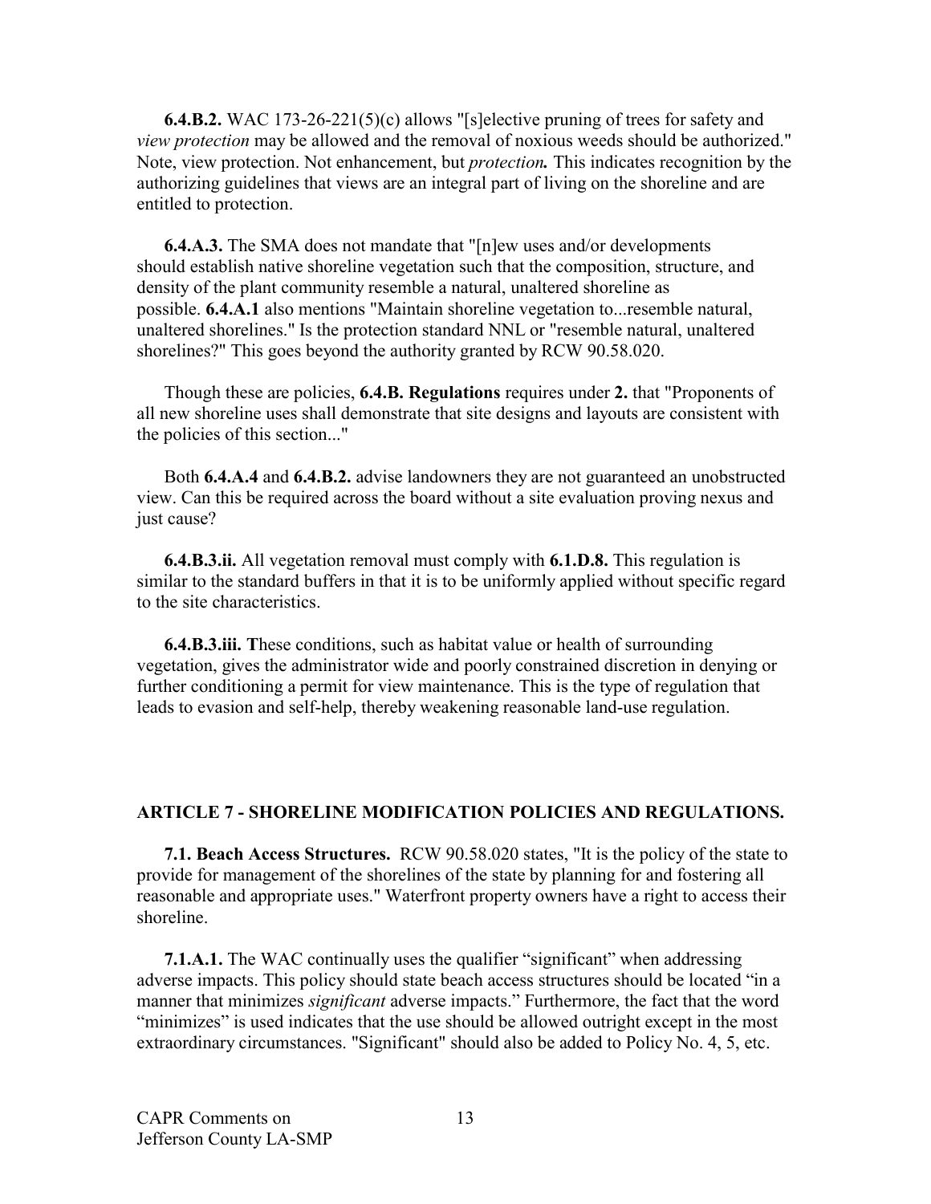**6.4.B.2.** WAC 173-26-221(5)(c) allows "[s]elective pruning of trees for safety and *view protection* may be allowed and the removal of noxious weeds should be authorized." Note, view protection. Not enhancement, but ***protection.*** This indicates recognition by the authorizing guidelines that views are an integral part of living on the shoreline and are entitled to protection.

**6.4.A.3.** The SMA does not mandate that "[n]ew uses and/or developments should establish native shoreline vegetation such that the composition, structure, and density of the plant community resemble a natural, unaltered shoreline as possible. **6.4.A.1** also mentions "Maintain shoreline vegetation to...resemble natural, unaltered shorelines." Is the protection standard NNL or "resemble natural, unaltered shorelines?" This goes beyond the authority granted by RCW 90.58.020.

Though these are policies, **6.4.B. Regulations** requires under **2.** that "Proponents of all new shoreline uses shall demonstrate that site designs and layouts are consistent with the policies of this section..."

Both **6.4.A.4** and **6.4.B.2.** advise landowners they are not guaranteed an unobstructed view. Can this be required across the board without a site evaluation proving nexus and just cause?

**6.4.B.3.ii.** All vegetation removal must comply with **6.1.D.8.** This regulation is similar to the standard buffers in that it is to be uniformly applied without specific regard to the site characteristics.

**6.4.B.3.iii. T**hese conditions, such as habitat value or health of surrounding vegetation, gives the administrator wide and poorly constrained discretion in denying or further conditioning a permit for view maintenance. This is the type of regulation that leads to evasion and self-help, thereby weakening reasonable land-use regulation.

## ARTICLE 7 - SHORELINE MODIFICATION POLICIES AND REGULATIONS.

**7.1. Beach Access Structures.** RCW 90.58.020 states, "It is the policy of the state to provide for management of the shorelines of the state by planning for and fostering all reasonable and appropriate uses." Waterfront property owners have a right to access their shoreline.

**7.1.A.1.** The WAC continually uses the qualifier "significant" when addressing adverse impacts. This policy should state beach access structures should be located "in a manner that minimizes *significant* adverse impacts." Furthermore, the fact that the word "minimizes" is used indicates that the use should be allowed outright except in the most extraordinary circumstances. "Significant" should also be added to Policy No. 4, 5, etc.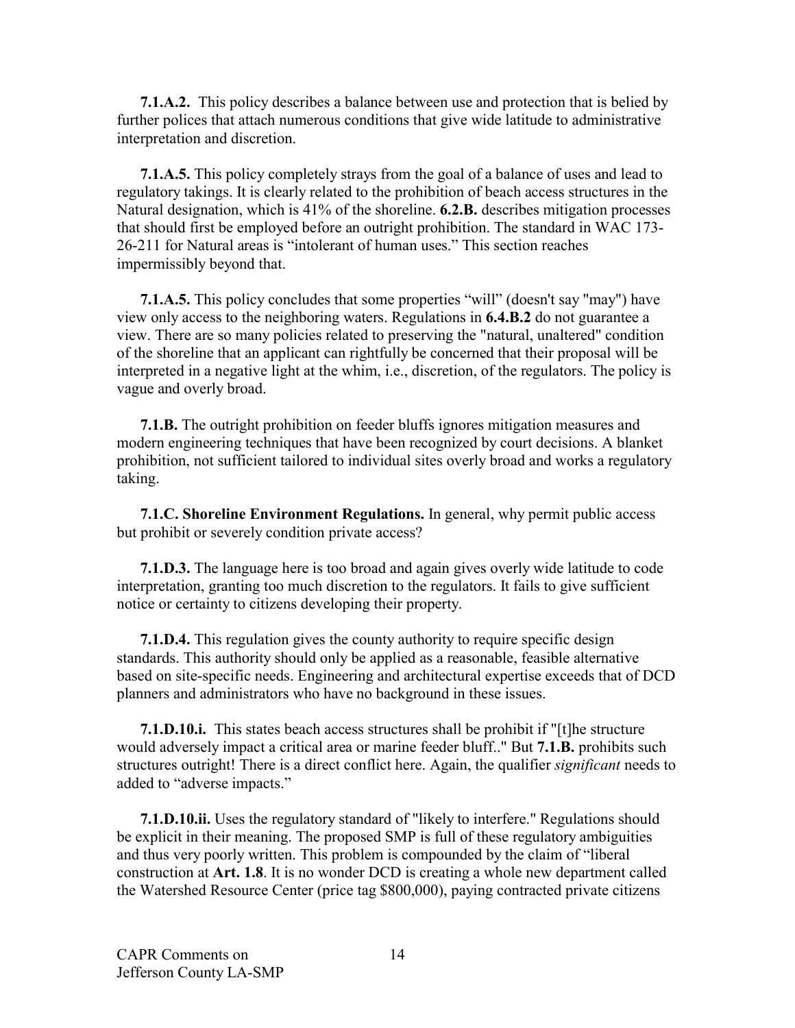**7.1.A.2.** This policy describes a balance between use and protection that is belied by further polices that attach numerous conditions that give wide latitude to administrative interpretation and discretion.

**7.1.A.5.** This policy completely strays from the goal of a balance of uses and lead to regulatory takings. It is clearly related to the prohibition of beach access structures in the Natural designation, which is 41% of the shoreline. **6.2.B.** describes mitigation processes that should first be employed before an outright prohibition. The standard in WAC 173-26-211 for Natural areas is "intolerant of human uses." This section reaches impermissibly beyond that.

**7.1.A.5.** This policy concludes that some properties "will" (doesn't say "may") have view only access to the neighboring waters. Regulations in **6.4.B.2** do not guarantee a view. There are so many policies related to preserving the "natural, unaltered" condition of the shoreline that an applicant can rightfully be concerned that their proposal will be interpreted in a negative light at the whim, i.e., discretion, of the regulators. The policy is vague and overly broad.

**7.1.B.** The outright prohibition on feeder bluffs ignores mitigation measures and modern engineering techniques that have been recognized by court decisions. A blanket prohibition, not sufficient tailored to individual sites overly broad and works a regulatory taking.

**7.1.C. Shoreline Environment Regulations.** In general, why permit public access but prohibit or severely condition private access?

**7.1.D.3.** The language here is too broad and again gives overly wide latitude to code interpretation, granting too much discretion to the regulators. It fails to give sufficient notice or certainty to citizens developing their property.

**7.1.D.4.** This regulation gives the county authority to require specific design standards. This authority should only be applied as a reasonable, feasible alternative based on site-specific needs. Engineering and architectural expertise exceeds that of DCD planners and administrators who have no background in these issues.

**7.1.D.10.i.** This states beach access structures shall be prohibit if "[t]he structure would adversely impact a critical area or marine feeder bluff.." But **7.1.B.** prohibits such structures outright! There is a direct conflict here. Again, the qualifier *significant* needs to added to "adverse impacts."

**7.1.D.10.ii.** Uses the regulatory standard of "likely to interfere." Regulations should be explicit in their meaning. The proposed SMP is full of these regulatory ambiguities and thus very poorly written. This problem is compounded by the claim of "liberal construction at **Art. 1.8**. It is no wonder DCD is creating a whole new department called the Watershed Resource Center (price tag $800,000), paying contracted private citizens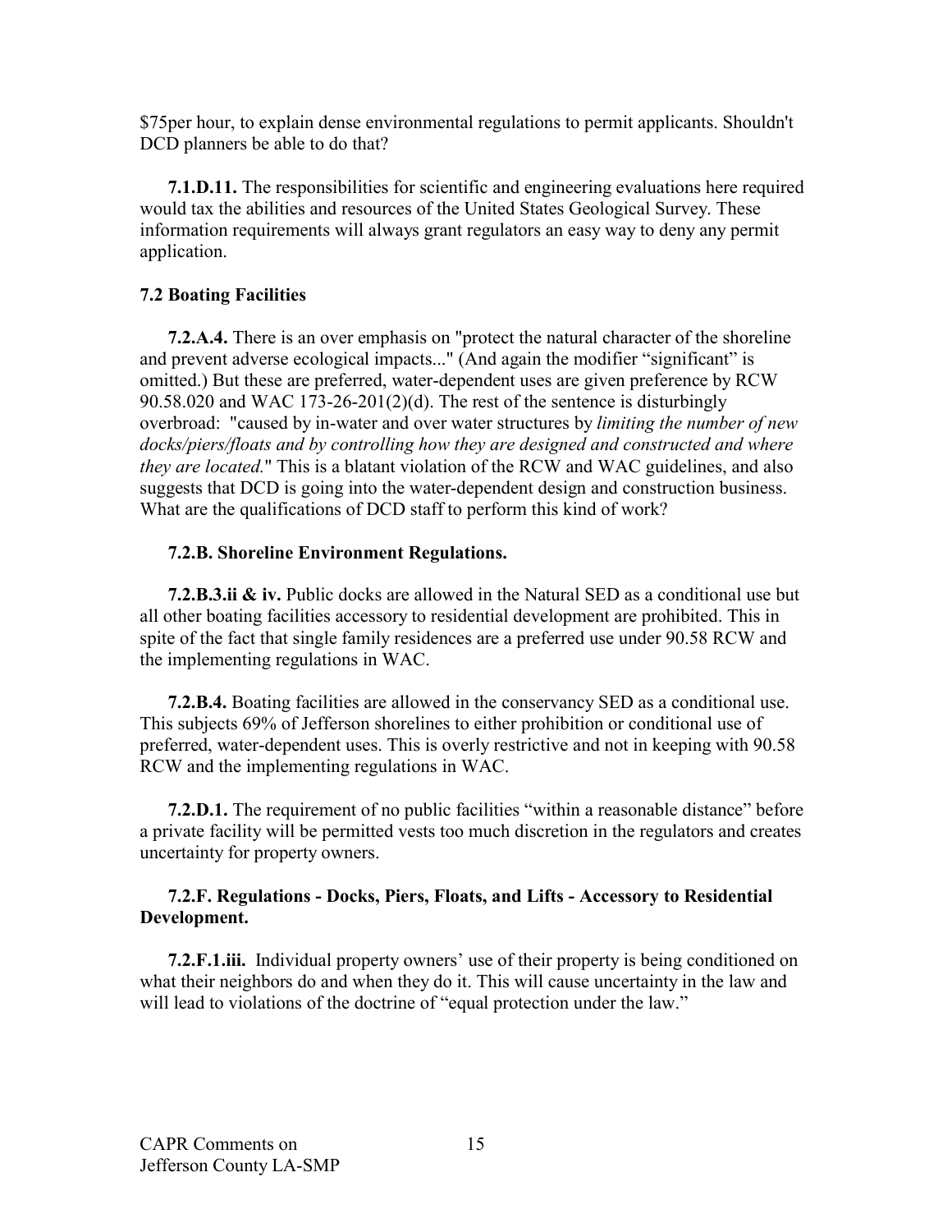$75per hour, to explain dense environmental regulations to permit applicants. Shouldn't DCD planners be able to do that?

**7.1.D.11.** The responsibilities for scientific and engineering evaluations here required would tax the abilities and resources of the United States Geological Survey. These information requirements will always grant regulators an easy way to deny any permit application.

### 7.2 Boating Facilities

**7.2.A.4.** There is an over emphasis on "protect the natural character of the shoreline and prevent adverse ecological impacts..." (And again the modifier "significant" is omitted.) But these are preferred, water-dependent uses are given preference by RCW 90.58.020 and WAC 173-26-201(2)(d). The rest of the sentence is disturbingly overbroad: "caused by in-water and over water structures by *limiting the number of new docks/piers/floats and by controlling how they are designed and constructed and where they are located.*" This is a blatant violation of the RCW and WAC guidelines, and also suggests that DCD is going into the water-dependent design and construction business. What are the qualifications of DCD staff to perform this kind of work?

#### 7.2.B. Shoreline Environment Regulations.

**7.2.B.3.ii & iv.** Public docks are allowed in the Natural SED as a conditional use but all other boating facilities accessory to residential development are prohibited. This in spite of the fact that single family residences are a preferred use under 90.58 RCW and the implementing regulations in WAC.

**7.2.B.4.** Boating facilities are allowed in the conservancy SED as a conditional use. This subjects 69% of Jefferson shorelines to either prohibition or conditional use of preferred, water-dependent uses. This is overly restrictive and not in keeping with 90.58 RCW and the implementing regulations in WAC.

**7.2.D.1.** The requirement of no public facilities "within a reasonable distance" before a private facility will be permitted vests too much discretion in the regulators and creates uncertainty for property owners.

#### 7.2.F. Regulations - Docks, Piers, Floats, and Lifts - Accessory to Residential Development.

**7.2.F.1.iii.** Individual property owners' use of their property is being conditioned on what their neighbors do and when they do it. This will cause uncertainty in the law and will lead to violations of the doctrine of "equal protection under the law."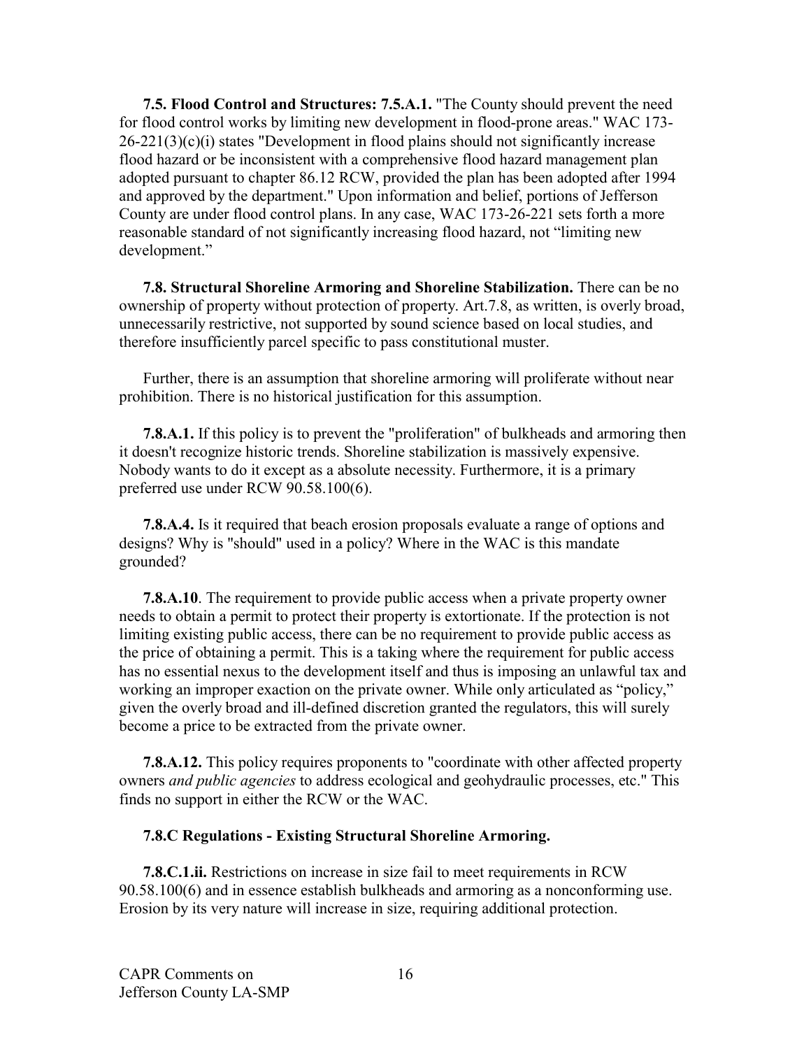**7.5. Flood Control and Structures: 7.5.A.1.** "The County should prevent the need for flood control works by limiting new development in flood-prone areas." WAC 173-26-221(3)(c)(i) states "Development in flood plains should not significantly increase flood hazard or be inconsistent with a comprehensive flood hazard management plan adopted pursuant to chapter 86.12 RCW, provided the plan has been adopted after 1994 and approved by the department." Upon information and belief, portions of Jefferson County are under flood control plans. In any case, WAC 173-26-221 sets forth a more reasonable standard of not significantly increasing flood hazard, not "limiting new development."

**7.8. Structural Shoreline Armoring and Shoreline Stabilization.** There can be no ownership of property without protection of property. Art.7.8, as written, is overly broad, unnecessarily restrictive, not supported by sound science based on local studies, and therefore insufficiently parcel specific to pass constitutional muster.

Further, there is an assumption that shoreline armoring will proliferate without near prohibition. There is no historical justification for this assumption.

**7.8.A.1.** If this policy is to prevent the "proliferation" of bulkheads and armoring then it doesn't recognize historic trends. Shoreline stabilization is massively expensive. Nobody wants to do it except as a absolute necessity. Furthermore, it is a primary preferred use under RCW 90.58.100(6).

**7.8.A.4.** Is it required that beach erosion proposals evaluate a range of options and designs? Why is "should" used in a policy? Where in the WAC is this mandate grounded?

**7.8.A.10**. The requirement to provide public access when a private property owner needs to obtain a permit to protect their property is extortionate. If the protection is not limiting existing public access, there can be no requirement to provide public access as the price of obtaining a permit. This is a taking where the requirement for public access has no essential nexus to the development itself and thus is imposing an unlawful tax and working an improper exaction on the private owner. While only articulated as "policy," given the overly broad and ill-defined discretion granted the regulators, this will surely become a price to be extracted from the private owner.

**7.8.A.12.** This policy requires proponents to "coordinate with other affected property owners *and public agencies* to address ecological and geohydraulic processes, etc." This finds no support in either the RCW or the WAC.

**7.8.C Regulations - Existing Structural Shoreline Armoring.**

**7.8.C.1.ii.** Restrictions on increase in size fail to meet requirements in RCW 90.58.100(6) and in essence establish bulkheads and armoring as a nonconforming use. Erosion by its very nature will increase in size, requiring additional protection.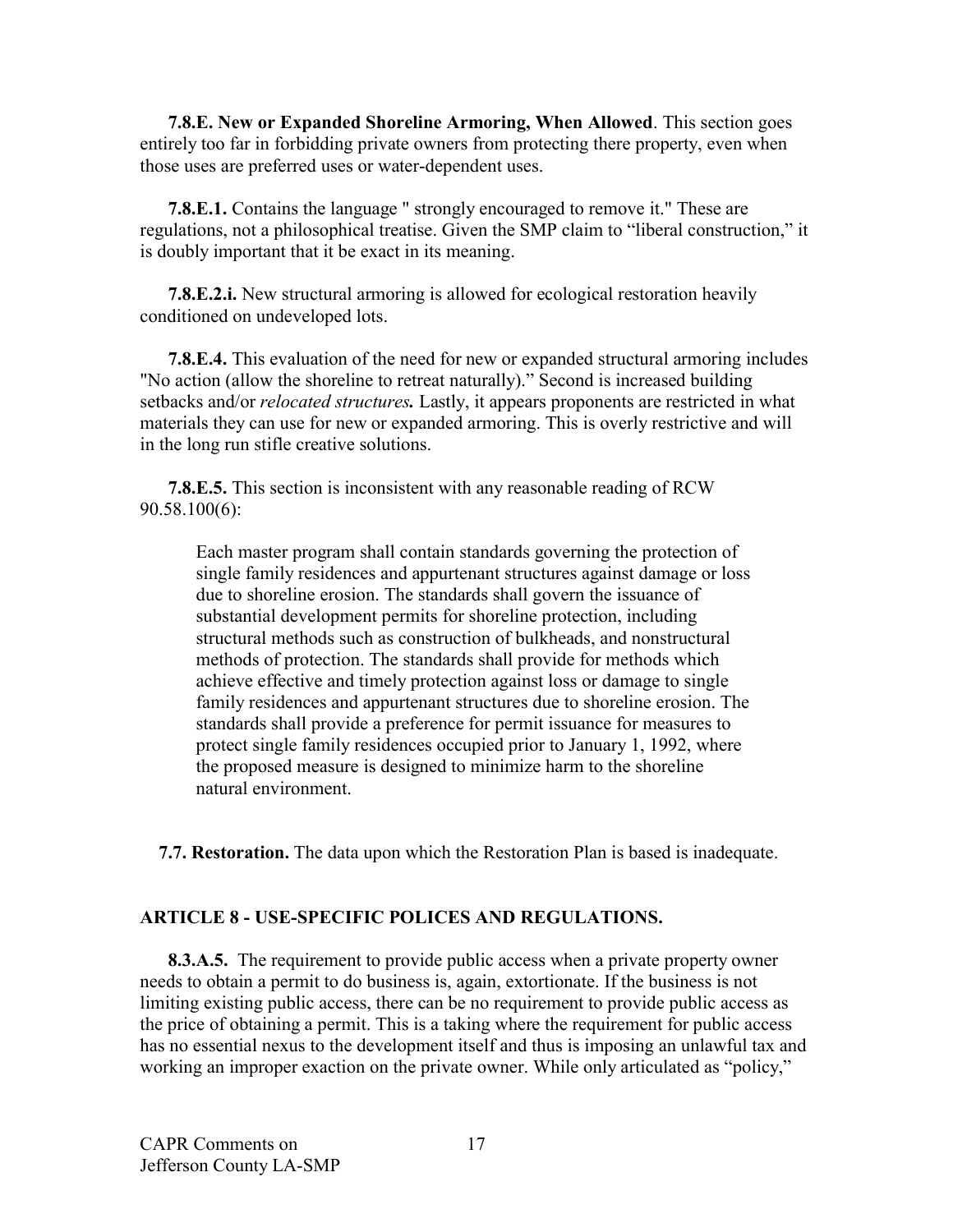**7.8.E. New or Expanded Shoreline Armoring, When Allowed**. This section goes entirely too far in forbidding private owners from protecting there property, even when those uses are preferred uses or water-dependent uses.

**7.8.E.1.** Contains the language " strongly encouraged to remove it." These are regulations, not a philosophical treatise. Given the SMP claim to "liberal construction," it is doubly important that it be exact in its meaning.

**7.8.E.2.i.** New structural armoring is allowed for ecological restoration heavily conditioned on undeveloped lots.

**7.8.E.4.** This evaluation of the need for new or expanded structural armoring includes "No action (allow the shoreline to retreat naturally)." Second is increased building setbacks and/or ***relocated structures.*** Lastly, it appears proponents are restricted in what materials they can use for new or expanded armoring. This is overly restrictive and will in the long run stifle creative solutions.

**7.8.E.5.** This section is inconsistent with any reasonable reading of RCW 90.58.100(6):

> Each master program shall contain standards governing the protection of single family residences and appurtenant structures against damage or loss due to shoreline erosion. The standards shall govern the issuance of substantial development permits for shoreline protection, including structural methods such as construction of bulkheads, and nonstructural methods of protection. The standards shall provide for methods which achieve effective and timely protection against loss or damage to single family residences and appurtenant structures due to shoreline erosion. The standards shall provide a preference for permit issuance for measures to protect single family residences occupied prior to January 1, 1992, where the proposed measure is designed to minimize harm to the shoreline natural environment.

**7.7. Restoration.** The data upon which the Restoration Plan is based is inadequate.

## ARTICLE 8 - USE-SPECIFIC POLICES AND REGULATIONS.

**8.3.A.5.** The requirement to provide public access when a private property owner needs to obtain a permit to do business is, again, extortionate. If the business is not limiting existing public access, there can be no requirement to provide public access as the price of obtaining a permit. This is a taking where the requirement for public access has no essential nexus to the development itself and thus is imposing an unlawful tax and working an improper exaction on the private owner. While only articulated as "policy,"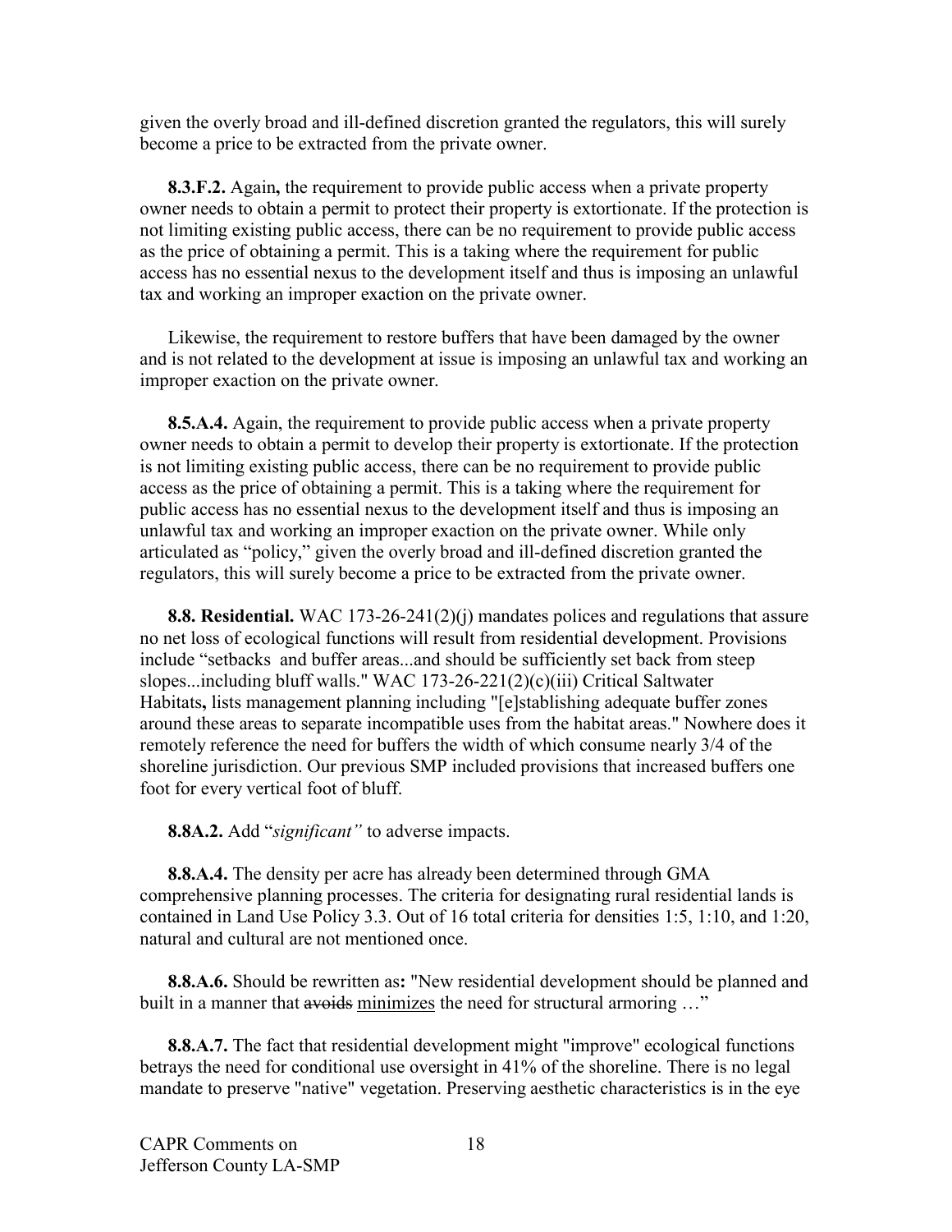given the overly broad and ill-defined discretion granted the regulators, this will surely become a price to be extracted from the private owner.

**8.3.F.2.** Again**,** the requirement to provide public access when a private property owner needs to obtain a permit to protect their property is extortionate. If the protection is not limiting existing public access, there can be no requirement to provide public access as the price of obtaining a permit. This is a taking where the requirement for public access has no essential nexus to the development itself and thus is imposing an unlawful tax and working an improper exaction on the private owner.

Likewise, the requirement to restore buffers that have been damaged by the owner and is not related to the development at issue is imposing an unlawful tax and working an improper exaction on the private owner.

**8.5.A.4.** Again, the requirement to provide public access when a private property owner needs to obtain a permit to develop their property is extortionate. If the protection is not limiting existing public access, there can be no requirement to provide public access as the price of obtaining a permit. This is a taking where the requirement for public access has no essential nexus to the development itself and thus is imposing an unlawful tax and working an improper exaction on the private owner. While only articulated as "policy," given the overly broad and ill-defined discretion granted the regulators, this will surely become a price to be extracted from the private owner.

**8.8. Residential.** WAC 173-26-241(2)(j) mandates polices and regulations that assure no net loss of ecological functions will result from residential development. Provisions include "setbacks and buffer areas...and should be sufficiently set back from steep slopes...including bluff walls." WAC 173-26-221(2)(c)(iii) Critical Saltwater Habitats**,** lists management planning including "[e]stablishing adequate buffer zones around these areas to separate incompatible uses from the habitat areas." Nowhere does it remotely reference the need for buffers the width of which consume nearly 3/4 of the shoreline jurisdiction. Our previous SMP included provisions that increased buffers one foot for every vertical foot of bluff.

**8.8A.2.** Add "*significant"* to adverse impacts.

**8.8.A.4.** The density per acre has already been determined through GMA comprehensive planning processes. The criteria for designating rural residential lands is contained in Land Use Policy 3.3. Out of 16 total criteria for densities 1:5, 1:10, and 1:20, natural and cultural are not mentioned once.

**8.8.A.6.** Should be rewritten as**:** "New residential development should be planned and built in a manner that ~~avoids~~ <u>minimizes</u> the need for structural armoring …"

**8.8.A.7.** The fact that residential development might "improve" ecological functions betrays the need for conditional use oversight in 41% of the shoreline. There is no legal mandate to preserve "native" vegetation. Preserving aesthetic characteristics is in the eye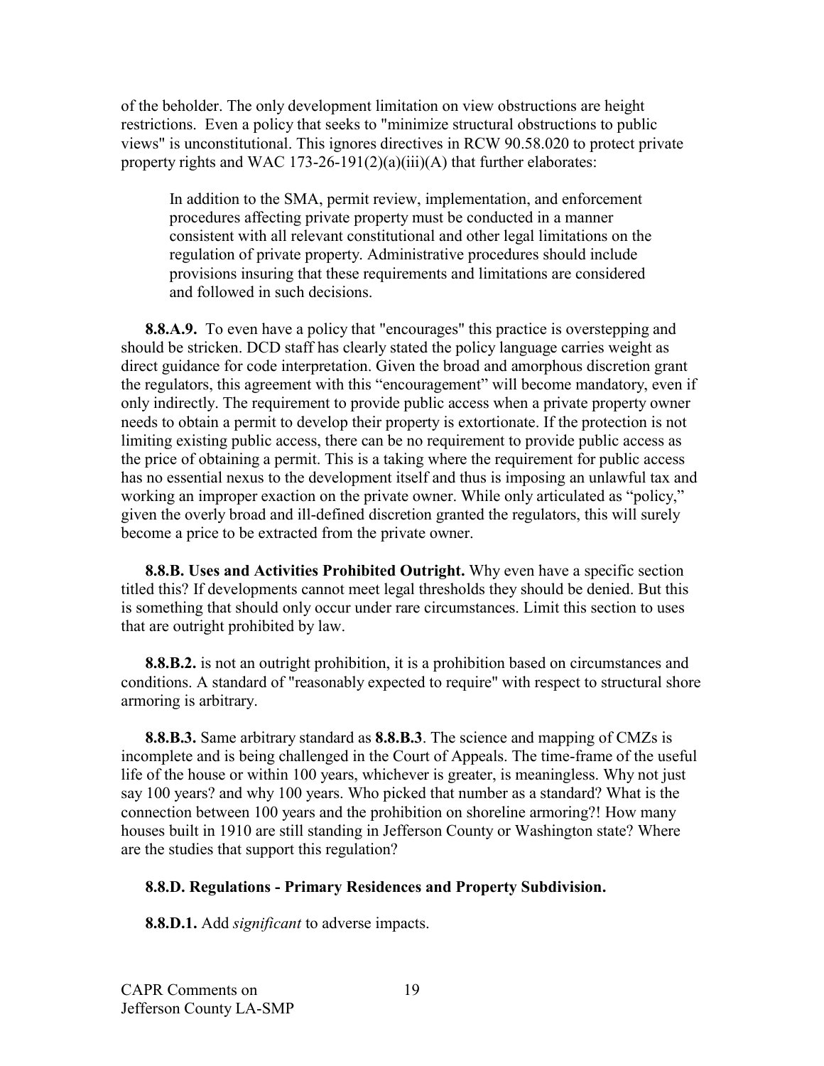of the beholder. The only development limitation on view obstructions are height restrictions. Even a policy that seeks to "minimize structural obstructions to public views" is unconstitutional. This ignores directives in RCW 90.58.020 to protect private property rights and WAC 173-26-191(2)(a)(iii)(A) that further elaborates:

> In addition to the SMA, permit review, implementation, and enforcement procedures affecting private property must be conducted in a manner consistent with all relevant constitutional and other legal limitations on the regulation of private property. Administrative procedures should include provisions insuring that these requirements and limitations are considered and followed in such decisions.

**8.8.A.9.** To even have a policy that "encourages" this practice is overstepping and should be stricken. DCD staff has clearly stated the policy language carries weight as direct guidance for code interpretation. Given the broad and amorphous discretion grant the regulators, this agreement with this "encouragement" will become mandatory, even if only indirectly. The requirement to provide public access when a private property owner needs to obtain a permit to develop their property is extortionate. If the protection is not limiting existing public access, there can be no requirement to provide public access as the price of obtaining a permit. This is a taking where the requirement for public access has no essential nexus to the development itself and thus is imposing an unlawful tax and working an improper exaction on the private owner. While only articulated as "policy," given the overly broad and ill-defined discretion granted the regulators, this will surely become a price to be extracted from the private owner.

**8.8.B. Uses and Activities Prohibited Outright.** Why even have a specific section titled this? If developments cannot meet legal thresholds they should be denied. But this is something that should only occur under rare circumstances. Limit this section to uses that are outright prohibited by law.

**8.8.B.2.** is not an outright prohibition, it is a prohibition based on circumstances and conditions. A standard of "reasonably expected to require" with respect to structural shore armoring is arbitrary.

**8.8.B.3.** Same arbitrary standard as **8.8.B.3**. The science and mapping of CMZs is incomplete and is being challenged in the Court of Appeals. The time-frame of the useful life of the house or within 100 years, whichever is greater, is meaningless. Why not just say 100 years? and why 100 years. Who picked that number as a standard? What is the connection between 100 years and the prohibition on shoreline armoring?! How many houses built in 1910 are still standing in Jefferson County or Washington state? Where are the studies that support this regulation?

**8.8.D. Regulations - Primary Residences and Property Subdivision.**

**8.8.D.1.** Add *significant* to adverse impacts.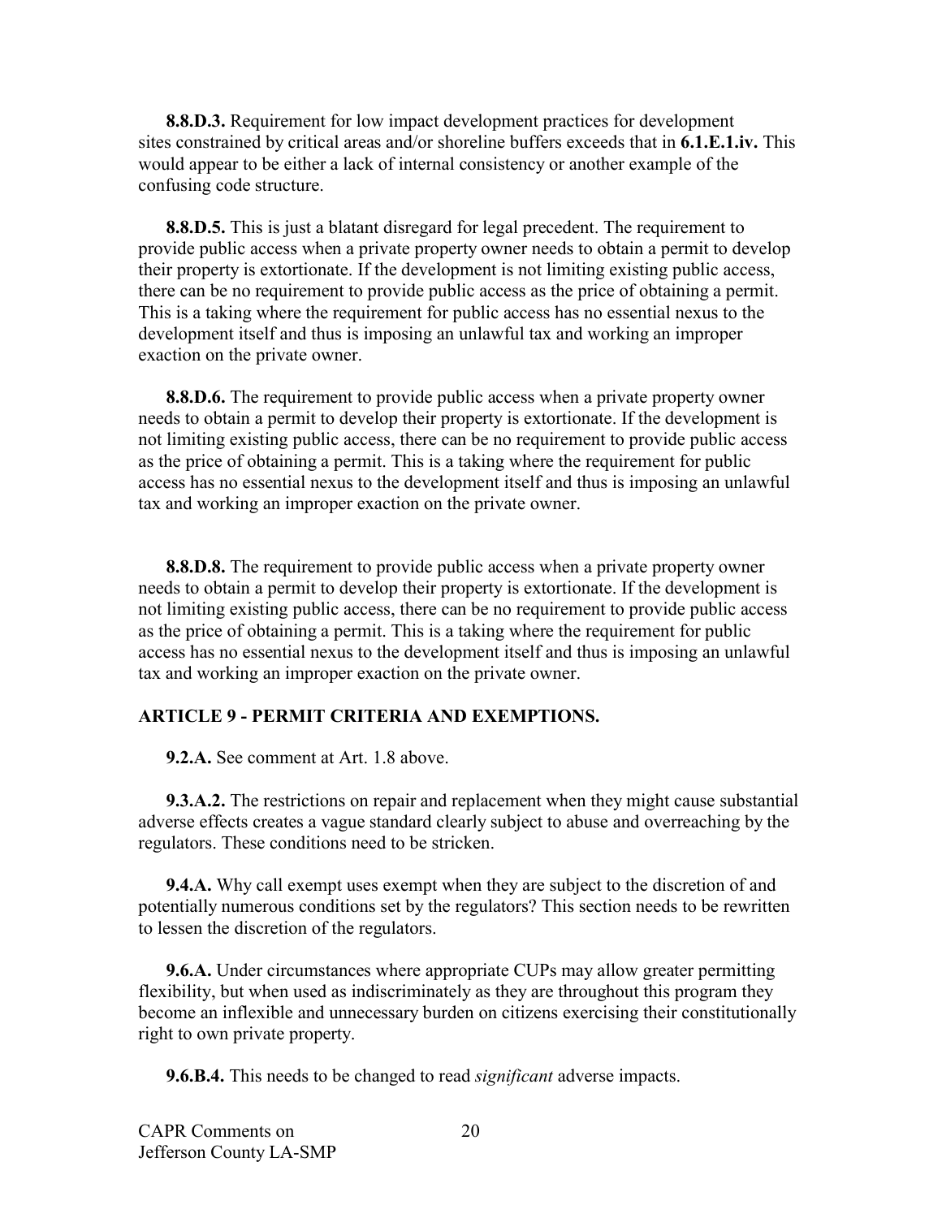**8.8.D.3.** Requirement for low impact development practices for development sites constrained by critical areas and/or shoreline buffers exceeds that in **6.1.E.1.iv.** This would appear to be either a lack of internal consistency or another example of the confusing code structure.

**8.8.D.5.** This is just a blatant disregard for legal precedent. The requirement to provide public access when a private property owner needs to obtain a permit to develop their property is extortionate. If the development is not limiting existing public access, there can be no requirement to provide public access as the price of obtaining a permit. This is a taking where the requirement for public access has no essential nexus to the development itself and thus is imposing an unlawful tax and working an improper exaction on the private owner.

**8.8.D.6.** The requirement to provide public access when a private property owner needs to obtain a permit to develop their property is extortionate. If the development is not limiting existing public access, there can be no requirement to provide public access as the price of obtaining a permit. This is a taking where the requirement for public access has no essential nexus to the development itself and thus is imposing an unlawful tax and working an improper exaction on the private owner.

**8.8.D.8.** The requirement to provide public access when a private property owner needs to obtain a permit to develop their property is extortionate. If the development is not limiting existing public access, there can be no requirement to provide public access as the price of obtaining a permit. This is a taking where the requirement for public access has no essential nexus to the development itself and thus is imposing an unlawful tax and working an improper exaction on the private owner.

## ARTICLE 9 - PERMIT CRITERIA AND EXEMPTIONS.

**9.2.A.** See comment at Art. 1.8 above.

**9.3.A.2.** The restrictions on repair and replacement when they might cause substantial adverse effects creates a vague standard clearly subject to abuse and overreaching by the regulators. These conditions need to be stricken.

**9.4.A.** Why call exempt uses exempt when they are subject to the discretion of and potentially numerous conditions set by the regulators? This section needs to be rewritten to lessen the discretion of the regulators.

**9.6.A.** Under circumstances where appropriate CUPs may allow greater permitting flexibility, but when used as indiscriminately as they are throughout this program they become an inflexible and unnecessary burden on citizens exercising their constitutionally right to own private property.

**9.6.B.4.** This needs to be changed to read *significant* adverse impacts.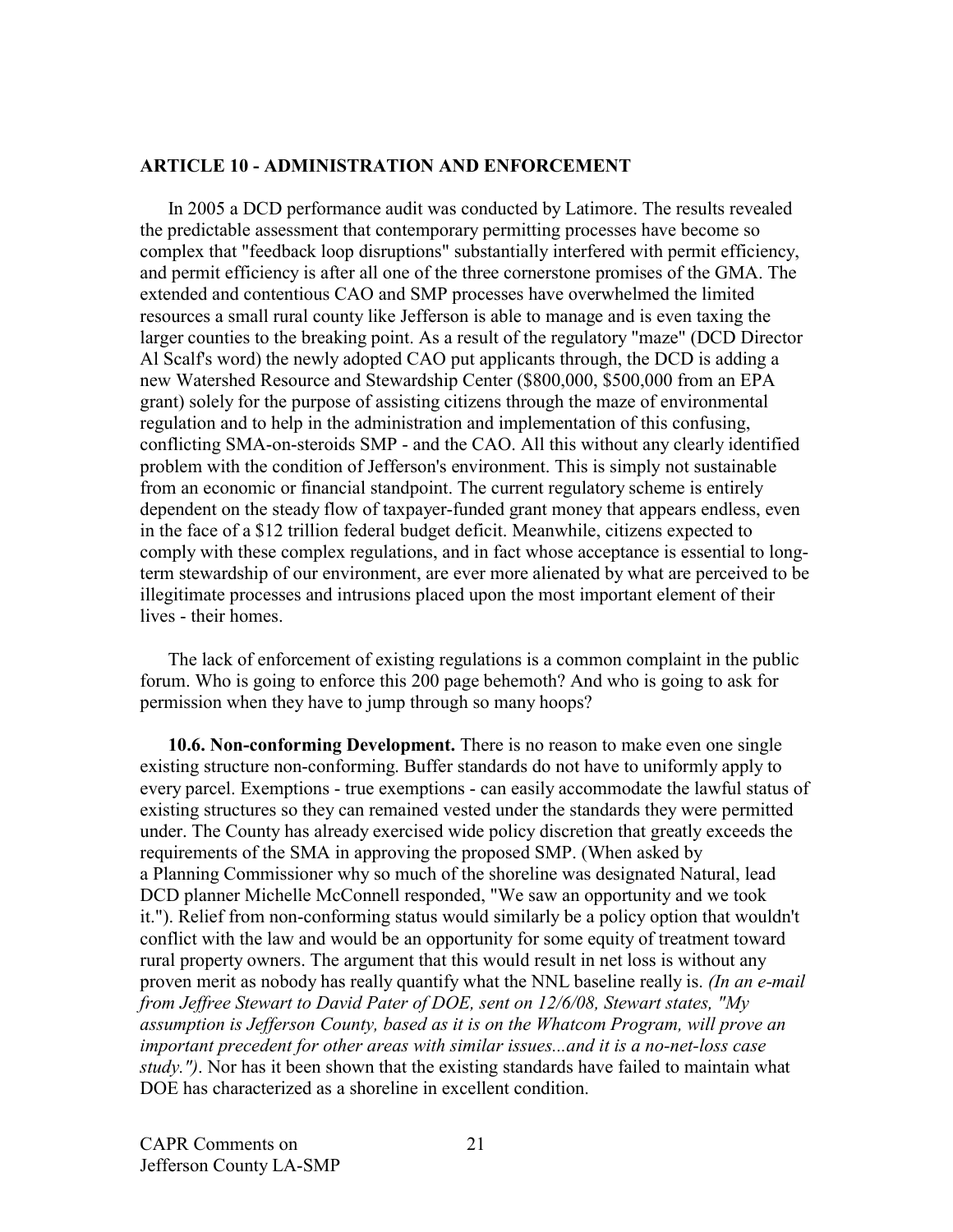**ARTICLE 10 - ADMINISTRATION AND ENFORCEMENT**

In 2005 a DCD performance audit was conducted by Latimore. The results revealed the predictable assessment that contemporary permitting processes have become so complex that "feedback loop disruptions" substantially interfered with permit efficiency, and permit efficiency is after all one of the three cornerstone promises of the GMA. The extended and contentious CAO and SMP processes have overwhelmed the limited resources a small rural county like Jefferson is able to manage and is even taxing the larger counties to the breaking point. As a result of the regulatory "maze" (DCD Director Al Scalf's word) the newly adopted CAO put applicants through, the DCD is adding a new Watershed Resource and Stewardship Center ($800,000, $500,000 from an EPA grant) solely for the purpose of assisting citizens through the maze of environmental regulation and to help in the administration and implementation of this confusing, conflicting SMA-on-steroids SMP - and the CAO. All this without any clearly identified problem with the condition of Jefferson's environment. This is simply not sustainable from an economic or financial standpoint. The current regulatory scheme is entirely dependent on the steady flow of taxpayer-funded grant money that appears endless, even in the face of a $12 trillion federal budget deficit. Meanwhile, citizens expected to comply with these complex regulations, and in fact whose acceptance is essential to long-term stewardship of our environment, are ever more alienated by what are perceived to be illegitimate processes and intrusions placed upon the most important element of their lives - their homes.

The lack of enforcement of existing regulations is a common complaint in the public forum. Who is going to enforce this 200 page behemoth? And who is going to ask for permission when they have to jump through so many hoops?

**10.6. Non-conforming Development.** There is no reason to make even one single existing structure non-conforming. Buffer standards do not have to uniformly apply to every parcel. Exemptions - true exemptions - can easily accommodate the lawful status of existing structures so they can remained vested under the standards they were permitted under. The County has already exercised wide policy discretion that greatly exceeds the requirements of the SMA in approving the proposed SMP. (When asked by a Planning Commissioner why so much of the shoreline was designated Natural, lead DCD planner Michelle McConnell responded, "We saw an opportunity and we took it."). Relief from non-conforming status would similarly be a policy option that wouldn't conflict with the law and would be an opportunity for some equity of treatment toward rural property owners. The argument that this would result in net loss is without any proven merit as nobody has really quantify what the NNL baseline really is. *(In an e-mail from Jeffree Stewart to David Pater of DOE, sent on 12/6/08, Stewart states, "My assumption is Jefferson County, based as it is on the Whatcom Program, will prove an important precedent for other areas with similar issues...and it is a no-net-loss case study.")*. Nor has it been shown that the existing standards have failed to maintain what DOE has characterized as a shoreline in excellent condition.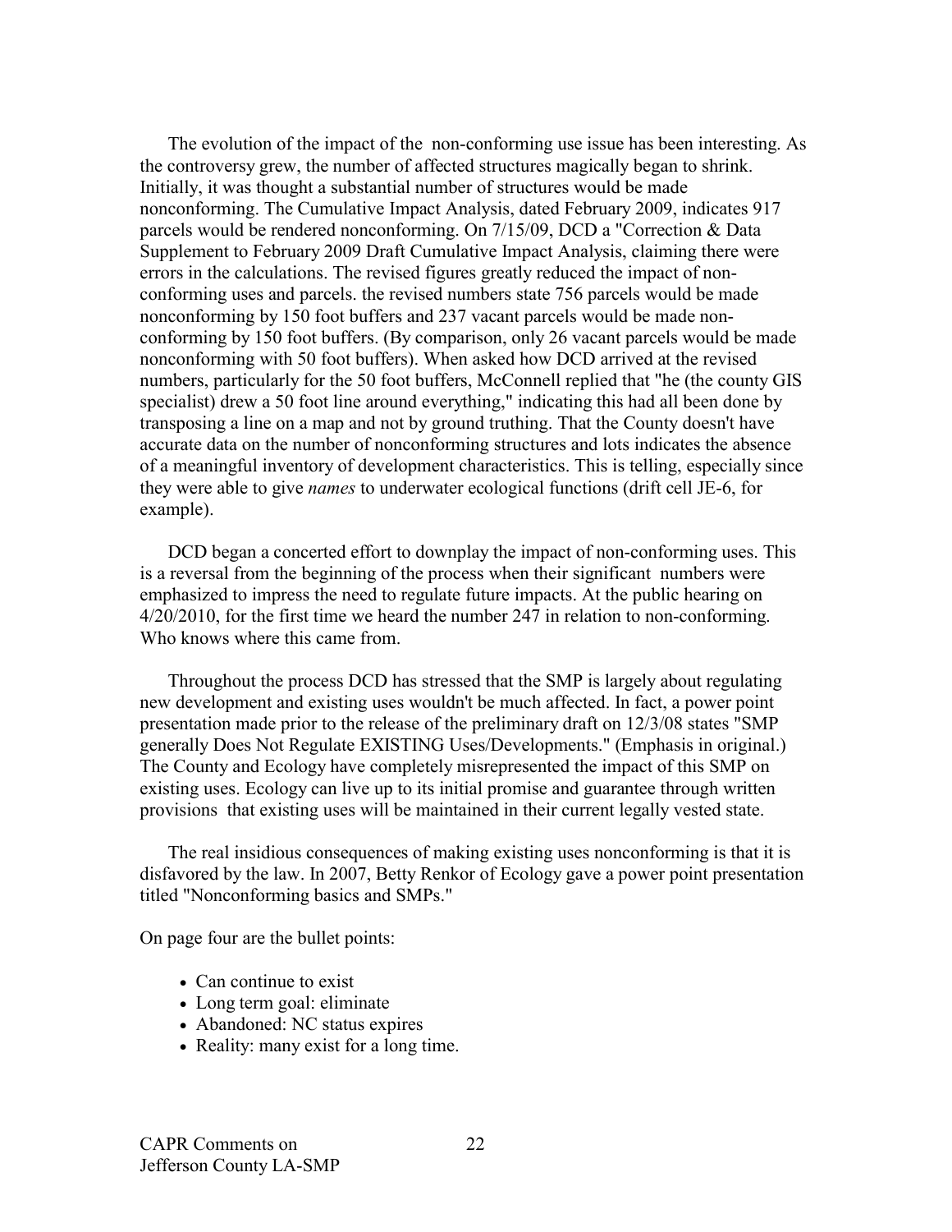The evolution of the impact of the  non-conforming use issue has been interesting. As the controversy grew, the number of affected structures magically began to shrink. Initially, it was thought a substantial number of structures would be made nonconforming. The Cumulative Impact Analysis, dated February 2009, indicates 917 parcels would be rendered nonconforming. On 7/15/09, DCD a "Correction & Data Supplement to February 2009 Draft Cumulative Impact Analysis, claiming there were errors in the calculations. The revised figures greatly reduced the impact of non-conforming uses and parcels. the revised numbers state 756 parcels would be made nonconforming by 150 foot buffers and 237 vacant parcels would be made non-conforming by 150 foot buffers. (By comparison, only 26 vacant parcels would be made nonconforming with 50 foot buffers). When asked how DCD arrived at the revised numbers, particularly for the 50 foot buffers, McConnell replied that "he (the county GIS specialist) drew a 50 foot line around everything," indicating this had all been done by transposing a line on a map and not by ground truthing. That the County doesn't have accurate data on the number of nonconforming structures and lots indicates the absence of a meaningful inventory of development characteristics. This is telling, especially since they were able to give *names* to underwater ecological functions (drift cell JE-6, for example).

DCD began a concerted effort to downplay the impact of non-conforming uses. This is a reversal from the beginning of the process when their significant  numbers were emphasized to impress the need to regulate future impacts. At the public hearing on 4/20/2010, for the first time we heard the number 247 in relation to non-conforming. Who knows where this came from.

Throughout the process DCD has stressed that the SMP is largely about regulating new development and existing uses wouldn't be much affected. In fact, a power point presentation made prior to the release of the preliminary draft on 12/3/08 states "SMP generally Does Not Regulate EXISTING Uses/Developments." (Emphasis in original.) The County and Ecology have completely misrepresented the impact of this SMP on existing uses. Ecology can live up to its initial promise and guarantee through written provisions  that existing uses will be maintained in their current legally vested state.

The real insidious consequences of making existing uses nonconforming is that it is disfavored by the law. In 2007, Betty Renkor of Ecology gave a power point presentation titled "Nonconforming basics and SMPs."

On page four are the bullet points:

- Can continue to exist
- Long term goal: eliminate
- Abandoned: NC status expires
- Reality: many exist for a long time.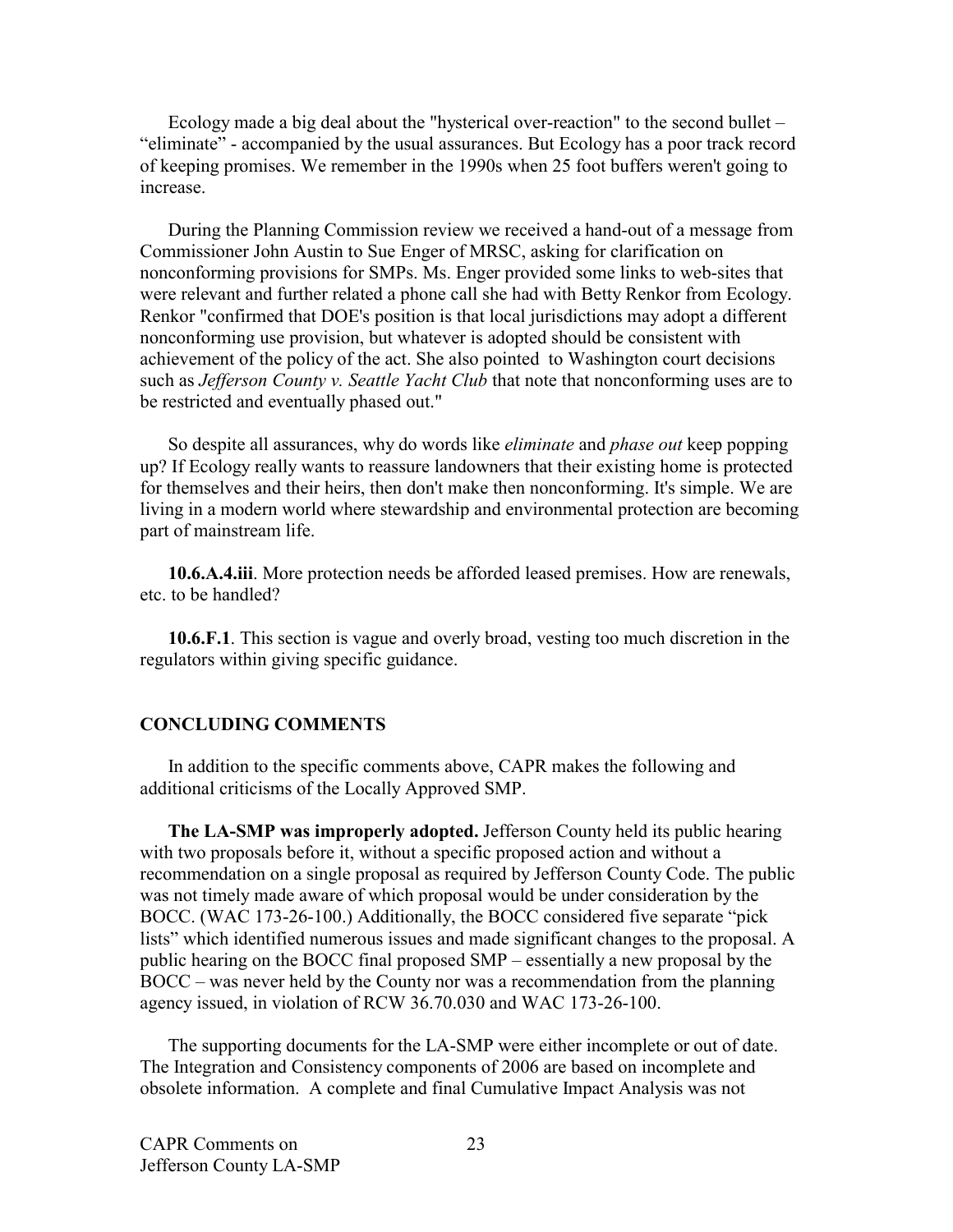Ecology made a big deal about the "hysterical over-reaction" to the second bullet – "eliminate" - accompanied by the usual assurances. But Ecology has a poor track record of keeping promises. We remember in the 1990s when 25 foot buffers weren't going to increase.

During the Planning Commission review we received a hand-out of a message from Commissioner John Austin to Sue Enger of MRSC, asking for clarification on nonconforming provisions for SMPs. Ms. Enger provided some links to web-sites that were relevant and further related a phone call she had with Betty Renkor from Ecology. Renkor "confirmed that DOE's position is that local jurisdictions may adopt a different nonconforming use provision, but whatever is adopted should be consistent with achievement of the policy of the act. She also pointed to Washington court decisions such as *Jefferson County v. Seattle Yacht Club* that note that nonconforming uses are to be restricted and eventually phased out."

So despite all assurances, why do words like *eliminate* and *phase out* keep popping up? If Ecology really wants to reassure landowners that their existing home is protected for themselves and their heirs, then don't make then nonconforming. It's simple. We are living in a modern world where stewardship and environmental protection are becoming part of mainstream life.

**10.6.A.4.iii**. More protection needs be afforded leased premises. How are renewals, etc. to be handled?

**10.6.F.1**. This section is vague and overly broad, vesting too much discretion in the regulators within giving specific guidance.

## CONCLUDING COMMENTS

In addition to the specific comments above, CAPR makes the following and additional criticisms of the Locally Approved SMP.

**The LA-SMP was improperly adopted.** Jefferson County held its public hearing with two proposals before it, without a specific proposed action and without a recommendation on a single proposal as required by Jefferson County Code. The public was not timely made aware of which proposal would be under consideration by the BOCC. (WAC 173-26-100.) Additionally, the BOCC considered five separate "pick lists" which identified numerous issues and made significant changes to the proposal. A public hearing on the BOCC final proposed SMP – essentially a new proposal by the BOCC – was never held by the County nor was a recommendation from the planning agency issued, in violation of RCW 36.70.030 and WAC 173-26-100.

The supporting documents for the LA-SMP were either incomplete or out of date. The Integration and Consistency components of 2006 are based on incomplete and obsolete information. A complete and final Cumulative Impact Analysis was not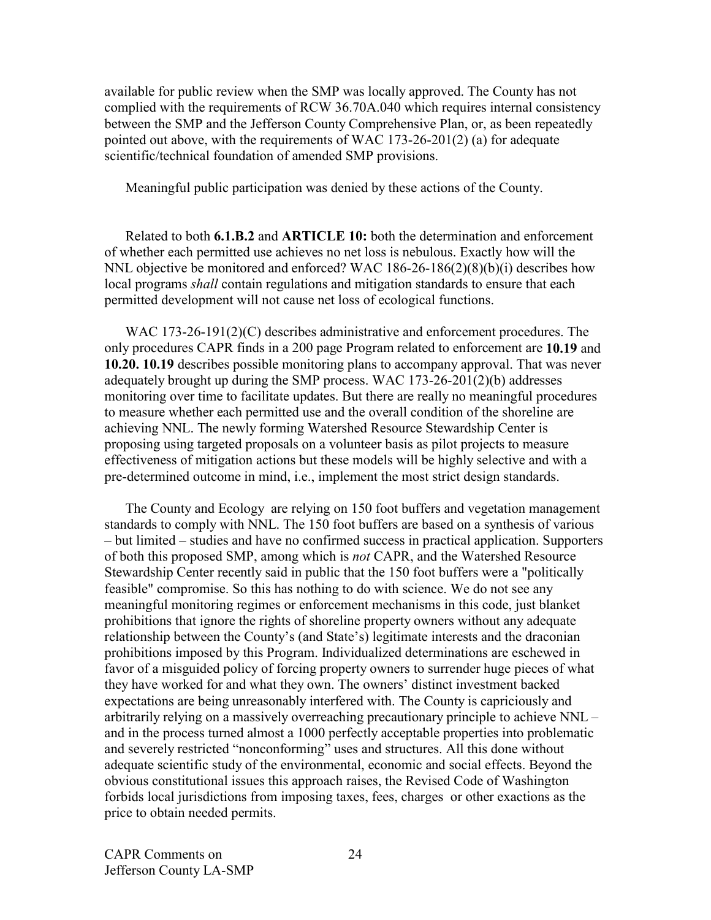available for public review when the SMP was locally approved. The County has not complied with the requirements of RCW 36.70A.040 which requires internal consistency between the SMP and the Jefferson County Comprehensive Plan, or, as been repeatedly pointed out above, with the requirements of WAC 173-26-201(2) (a) for adequate scientific/technical foundation of amended SMP provisions.

Meaningful public participation was denied by these actions of the County.

Related to both **6.1.B.2** and **ARTICLE 10:** both the determination and enforcement of whether each permitted use achieves no net loss is nebulous. Exactly how will the NNL objective be monitored and enforced? WAC 186-26-186(2)(8)(b)(i) describes how local programs *shall* contain regulations and mitigation standards to ensure that each permitted development will not cause net loss of ecological functions.

WAC 173-26-191(2)(C) describes administrative and enforcement procedures. The only procedures CAPR finds in a 200 page Program related to enforcement are **10.19** and **10.20. 10.19** describes possible monitoring plans to accompany approval. That was never adequately brought up during the SMP process. WAC 173-26-201(2)(b) addresses monitoring over time to facilitate updates. But there are really no meaningful procedures to measure whether each permitted use and the overall condition of the shoreline are achieving NNL. The newly forming Watershed Resource Stewardship Center is proposing using targeted proposals on a volunteer basis as pilot projects to measure effectiveness of mitigation actions but these models will be highly selective and with a pre-determined outcome in mind, i.e., implement the most strict design standards.

The County and Ecology are relying on 150 foot buffers and vegetation management standards to comply with NNL. The 150 foot buffers are based on a synthesis of various – but limited – studies and have no confirmed success in practical application. Supporters of both this proposed SMP, among which is *not* CAPR, and the Watershed Resource Stewardship Center recently said in public that the 150 foot buffers were a "politically feasible" compromise. So this has nothing to do with science. We do not see any meaningful monitoring regimes or enforcement mechanisms in this code, just blanket prohibitions that ignore the rights of shoreline property owners without any adequate relationship between the County's (and State's) legitimate interests and the draconian prohibitions imposed by this Program. Individualized determinations are eschewed in favor of a misguided policy of forcing property owners to surrender huge pieces of what they have worked for and what they own. The owners' distinct investment backed expectations are being unreasonably interfered with. The County is capriciously and arbitrarily relying on a massively overreaching precautionary principle to achieve NNL – and in the process turned almost a 1000 perfectly acceptable properties into problematic and severely restricted "nonconforming" uses and structures. All this done without adequate scientific study of the environmental, economic and social effects. Beyond the obvious constitutional issues this approach raises, the Revised Code of Washington forbids local jurisdictions from imposing taxes, fees, charges or other exactions as the price to obtain needed permits.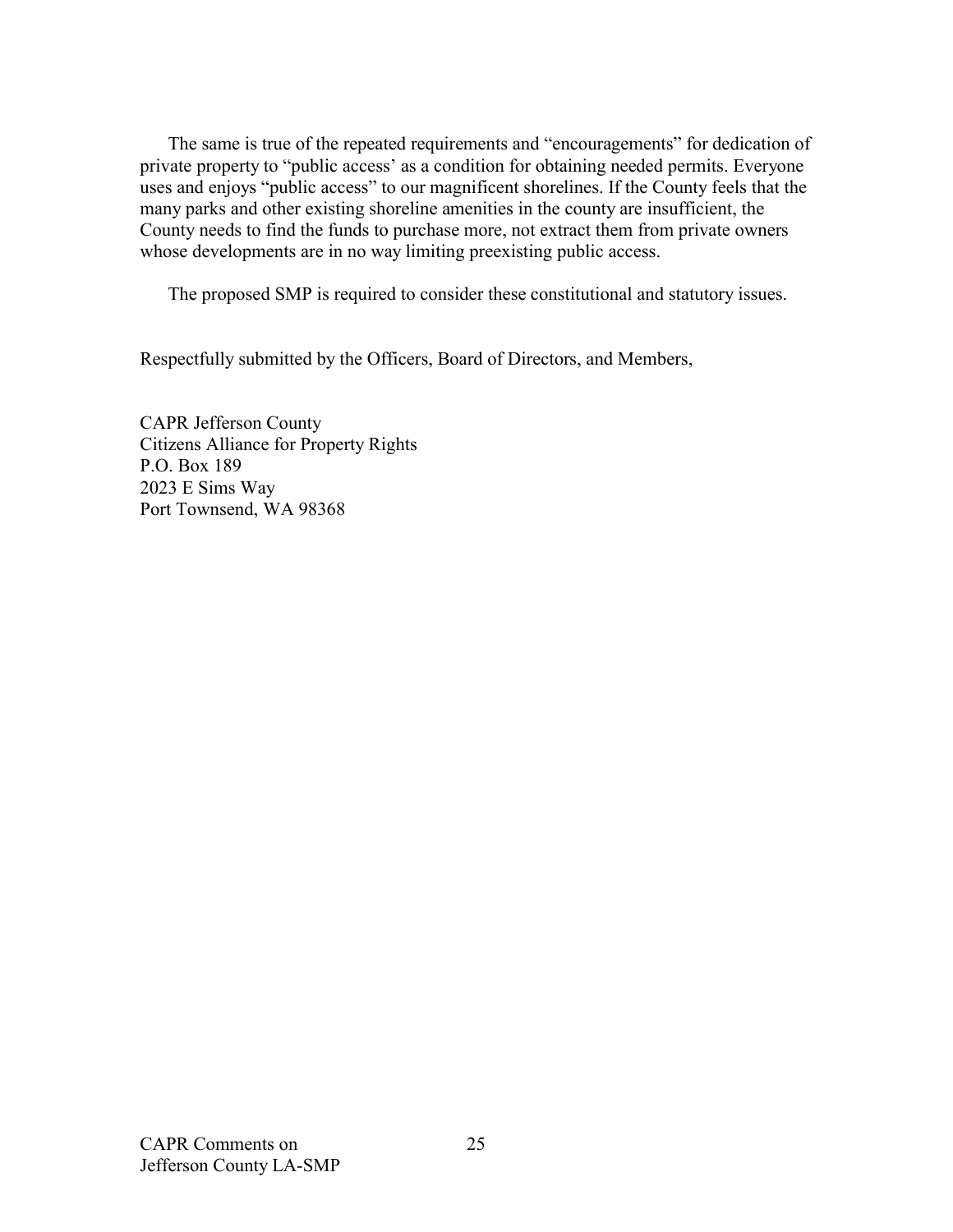The same is true of the repeated requirements and "encouragements" for dedication of private property to "public access' as a condition for obtaining needed permits. Everyone uses and enjoys "public access" to our magnificent shorelines. If the County feels that the many parks and other existing shoreline amenities in the county are insufficient, the County needs to find the funds to purchase more, not extract them from private owners whose developments are in no way limiting preexisting public access.

The proposed SMP is required to consider these constitutional and statutory issues.

Respectfully submitted by the Officers, Board of Directors, and Members,

CAPR Jefferson County
Citizens Alliance for Property Rights
P.O. Box 189
2023 E Sims Way
Port Townsend, WA 98368